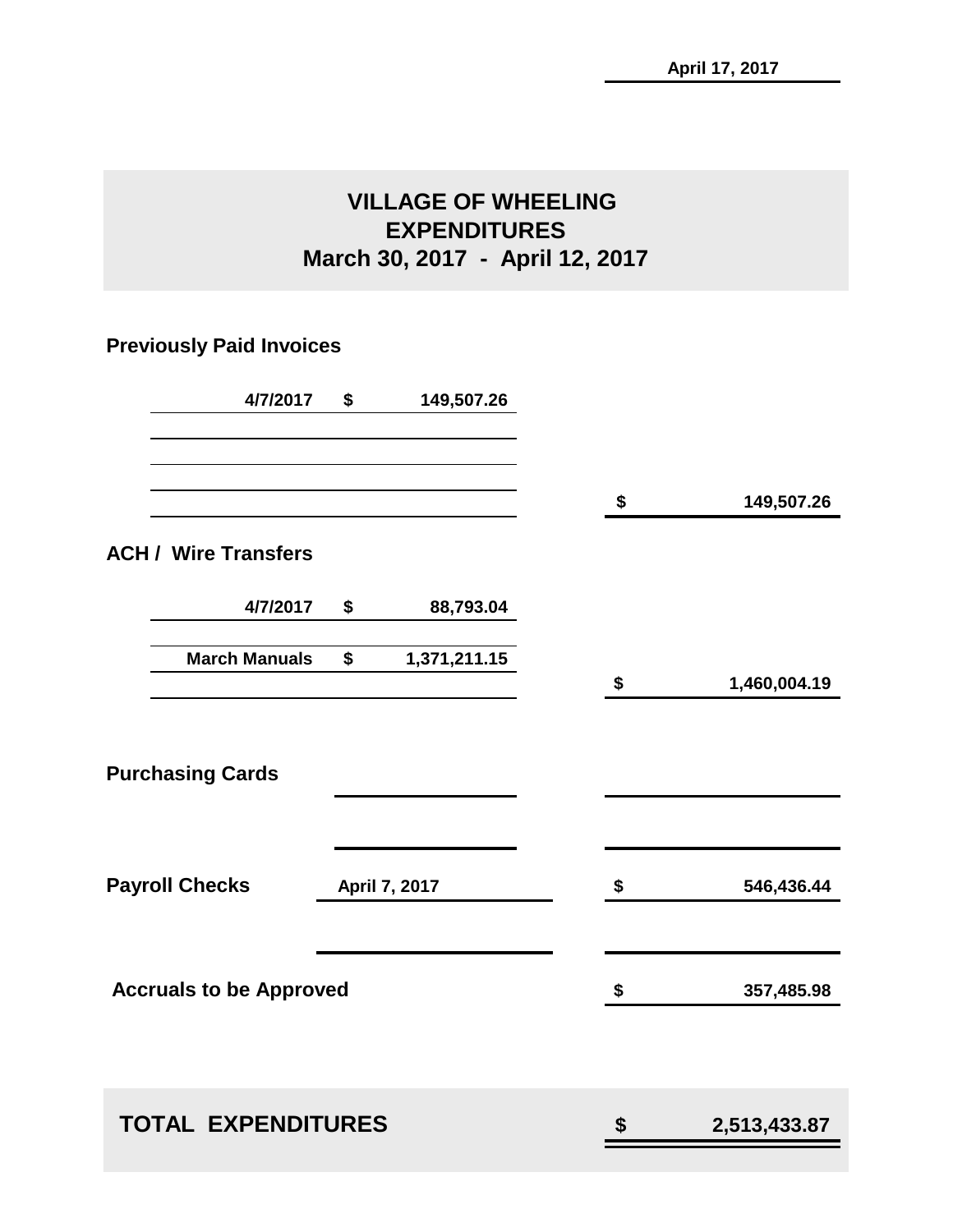April 17, 2017

# VILLAGE OF WHEELING
## EXPENDITURES
## March 30, 2017 - April 12, 2017

### Previously Paid Invoices

| | | | |
|---|---|---|---|
| 4/7/2017 | $ 149,507.26 | | |
| | | $ | 149,507.26 |

### ACH / Wire Transfers

| | | | |
|---|---|---|---|
| 4/7/2017 | $ 88,793.04 | | |
| March Manuals | $ 1,371,211.15 | | |
| | | $ | 1,460,004.19 |

### Purchasing Cards

| | | | |
|---|---|---|---|
| **Payroll Checks** | April 7, 2017 | $ | 546,436.44 |
| **Accruals to be Approved** | | $ | 357,485.98 |

| | | |
|---|---|---|
| **TOTAL EXPENDITURES** | $ | 2,513,433.87 |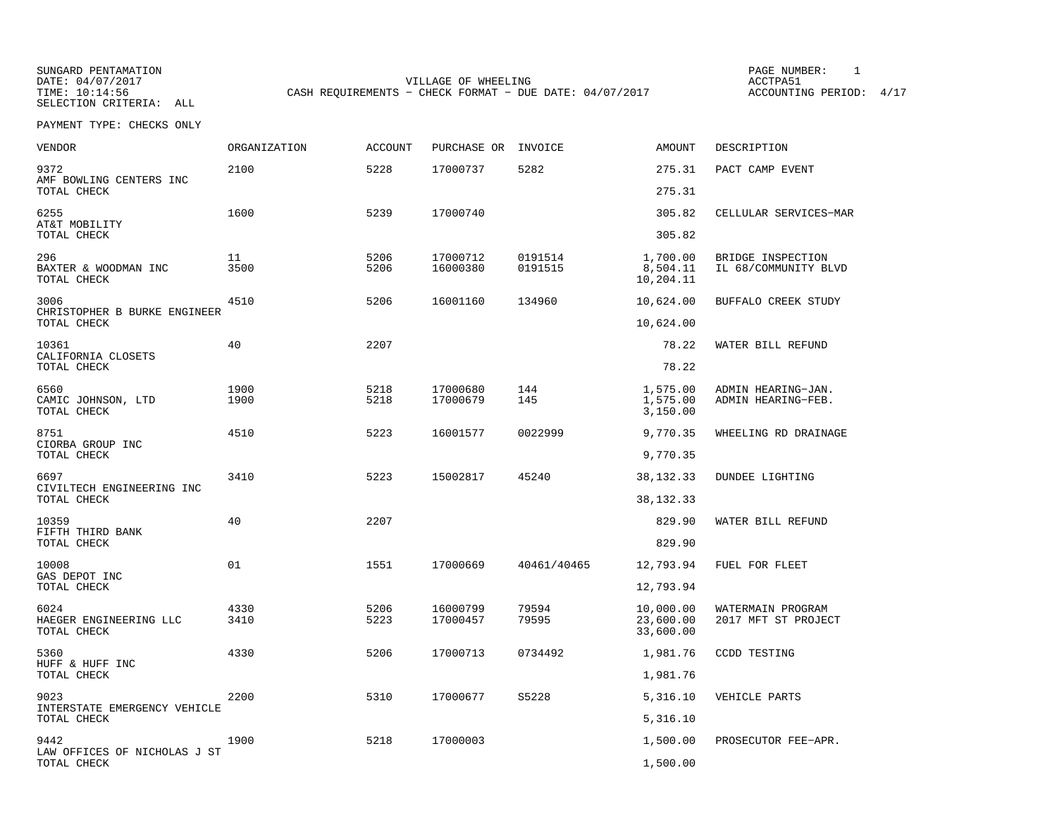SUNGARD PENTAMATION
DATE: 04/07/2017
TIME: 10:14:56
SELECTION CRITERIA: ALL

VILLAGE OF WHEELING
CASH REQUIREMENTS - CHECK FORMAT - DUE DATE: 04/07/2017

PAGE NUMBER: 1
ACCTPA51
ACCOUNTING PERIOD: 4/17

PAYMENT TYPE: CHECKS ONLY

| VENDOR | ORGANIZATION | ACCOUNT | PURCHASE OR | INVOICE | AMOUNT | DESCRIPTION |
|---|---|---|---|---|---|---|
| 9372 | 2100 | 5228 | 17000737 | 5282 | 275.31 | PACT CAMP EVENT |
| AMF BOWLING CENTERS INC | | | | | | |
| TOTAL CHECK | | | | | 275.31 | |
| 6255 | 1600 | 5239 | 17000740 | | 305.82 | CELLULAR SERVICES-MAR |
| AT&T MOBILITY | | | | | | |
| TOTAL CHECK | | | | | 305.82 | |
| 296 | 11 | 5206 | 17000712 | 0191514 | 1,700.00 | BRIDGE INSPECTION |
| BAXTER & WOODMAN INC | 3500 | 5206 | 16000380 | 0191515 | 8,504.11 | IL 68/COMMUNITY BLVD |
| TOTAL CHECK | | | | | 10,204.11 | |
| 3006 | 4510 | 5206 | 16001160 | 134960 | 10,624.00 | BUFFALO CREEK STUDY |
| CHRISTOPHER B BURKE ENGINEER | | | | | | |
| TOTAL CHECK | | | | | 10,624.00 | |
| 10361 | 40 | 2207 | | | 78.22 | WATER BILL REFUND |
| CALIFORNIA CLOSETS | | | | | | |
| TOTAL CHECK | | | | | 78.22 | |
| 6560 | 1900 | 5218 | 17000680 | 144 | 1,575.00 | ADMIN HEARING-JAN. |
| CAMIC JOHNSON, LTD | 1900 | 5218 | 17000679 | 145 | 1,575.00 | ADMIN HEARING-FEB. |
| TOTAL CHECK | | | | | 3,150.00 | |
| 8751 | 4510 | 5223 | 16001577 | 0022999 | 9,770.35 | WHEELING RD DRAINAGE |
| CIORBA GROUP INC | | | | | | |
| TOTAL CHECK | | | | | 9,770.35 | |
| 6697 | 3410 | 5223 | 15002817 | 45240 | 38,132.33 | DUNDEE LIGHTING |
| CIVILTECH ENGINEERING INC | | | | | | |
| TOTAL CHECK | | | | | 38,132.33 | |
| 10359 | 40 | 2207 | | | 829.90 | WATER BILL REFUND |
| FIFTH THIRD BANK | | | | | | |
| TOTAL CHECK | | | | | 829.90 | |
| 10008 | 01 | 1551 | 17000669 | 40461/40465 | 12,793.94 | FUEL FOR FLEET |
| GAS DEPOT INC | | | | | | |
| TOTAL CHECK | | | | | 12,793.94 | |
| 6024 | 4330 | 5206 | 16000799 | 79594 | 10,000.00 | WATERMAIN PROGRAM |
| HAEGER ENGINEERING LLC | 3410 | 5223 | 17000457 | 79595 | 23,600.00 | 2017 MFT ST PROJECT |
| TOTAL CHECK | | | | | 33,600.00 | |
| 5360 | 4330 | 5206 | 17000713 | 0734492 | 1,981.76 | CCDD TESTING |
| HUFF & HUFF INC | | | | | | |
| TOTAL CHECK | | | | | 1,981.76 | |
| 9023 | 2200 | 5310 | 17000677 | S5228 | 5,316.10 | VEHICLE PARTS |
| INTERSTATE EMERGENCY VEHICLE | | | | | | |
| TOTAL CHECK | | | | | 5,316.10 | |
| 9442 | 1900 | 5218 | 17000003 | | 1,500.00 | PROSECUTOR FEE-APR. |
| LAW OFFICES OF NICHOLAS J ST | | | | | | |
| TOTAL CHECK | | | | | 1,500.00 | |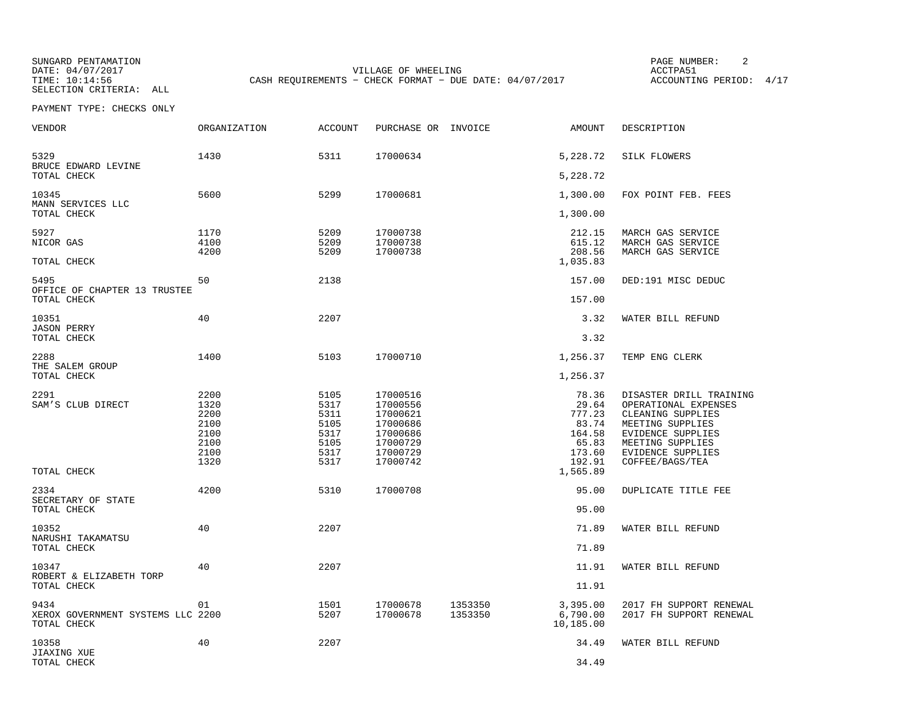SUNGARD PENTAMATION
DATE: 04/07/2017
TIME: 10:14:56
SELECTION CRITERIA: ALL

VILLAGE OF WHEELING
CASH REQUIREMENTS - CHECK FORMAT - DUE DATE: 04/07/2017

ACCTPA51
ACCOUNTING PERIOD: 4/17

PAYMENT TYPE: CHECKS ONLY

| VENDOR | ORGANIZATION | ACCOUNT | PURCHASE OR | INVOICE | AMOUNT | DESCRIPTION |
|---|---|---|---|---|---|---|
| 5329 | 1430 | 5311 | 17000634 | | 5,228.72 | SILK FLOWERS |
| BRUCE EDWARD LEVINE | | | | | | |
| TOTAL CHECK | | | | | 5,228.72 | |
| 10345 | 5600 | 5299 | 17000681 | | 1,300.00 | FOX POINT FEB. FEES |
| MANN SERVICES LLC | | | | | | |
| TOTAL CHECK | | | | | 1,300.00 | |
| 5927 | 1170 | 5209 | 17000738 | | 212.15 | MARCH GAS SERVICE |
| NICOR GAS | 4100 | 5209 | 17000738 | | 615.12 | MARCH GAS SERVICE |
| | 4200 | 5209 | 17000738 | | 208.56 | MARCH GAS SERVICE |
| TOTAL CHECK | | | | | 1,035.83 | |
| 5495 | 50 | 2138 | | | 157.00 | DED:191 MISC DEDUC |
| OFFICE OF CHAPTER 13 TRUSTEE | | | | | | |
| TOTAL CHECK | | | | | 157.00 | |
| 10351 | 40 | 2207 | | | 3.32 | WATER BILL REFUND |
| JASON PERRY | | | | | | |
| TOTAL CHECK | | | | | 3.32 | |
| 2288 | 1400 | 5103 | 17000710 | | 1,256.37 | TEMP ENG CLERK |
| THE SALEM GROUP | | | | | | |
| TOTAL CHECK | | | | | 1,256.37 | |
| 2291 | 2200 | 5105 | 17000516 | | 78.36 | DISASTER DRILL TRAINING |
| SAM'S CLUB DIRECT | 1320 | 5317 | 17000556 | | 29.64 | OPERATIONAL EXPENSES |
| | 2200 | 5311 | 17000621 | | 777.23 | CLEANING SUPPLIES |
| | 2100 | 5105 | 17000686 | | 83.74 | MEETING SUPPLIES |
| | 2100 | 5317 | 17000686 | | 164.58 | EVIDENCE SUPPLIES |
| | 2100 | 5105 | 17000729 | | 65.83 | MEETING SUPPLIES |
| | 2100 | 5317 | 17000729 | | 173.60 | EVIDENCE SUPPLIES |
| | 1320 | 5317 | 17000742 | | 192.91 | COFFEE/BAGS/TEA |
| TOTAL CHECK | | | | | 1,565.89 | |
| 2334 | 4200 | 5310 | 17000708 | | 95.00 | DUPLICATE TITLE FEE |
| SECRETARY OF STATE | | | | | | |
| TOTAL CHECK | | | | | 95.00 | |
| 10352 | 40 | 2207 | | | 71.89 | WATER BILL REFUND |
| NARUSHI TAKAMATSU | | | | | | |
| TOTAL CHECK | | | | | 71.89 | |
| 10347 | 40 | 2207 | | | 11.91 | WATER BILL REFUND |
| ROBERT & ELIZABETH TORP | | | | | | |
| TOTAL CHECK | | | | | 11.91 | |
| 9434 | 01 | 1501 | 17000678 | 1353350 | 3,395.00 | 2017 FH SUPPORT RENEWAL |
| XEROX GOVERNMENT SYSTEMS LLC | 2200 | 5207 | 17000678 | 1353350 | 6,790.00 | 2017 FH SUPPORT RENEWAL |
| TOTAL CHECK | | | | | 10,185.00 | |
| 10358 | 40 | 2207 | | | 34.49 | WATER BILL REFUND |
| JIAXING XUE | | | | | | |
| TOTAL CHECK | | | | | 34.49 | |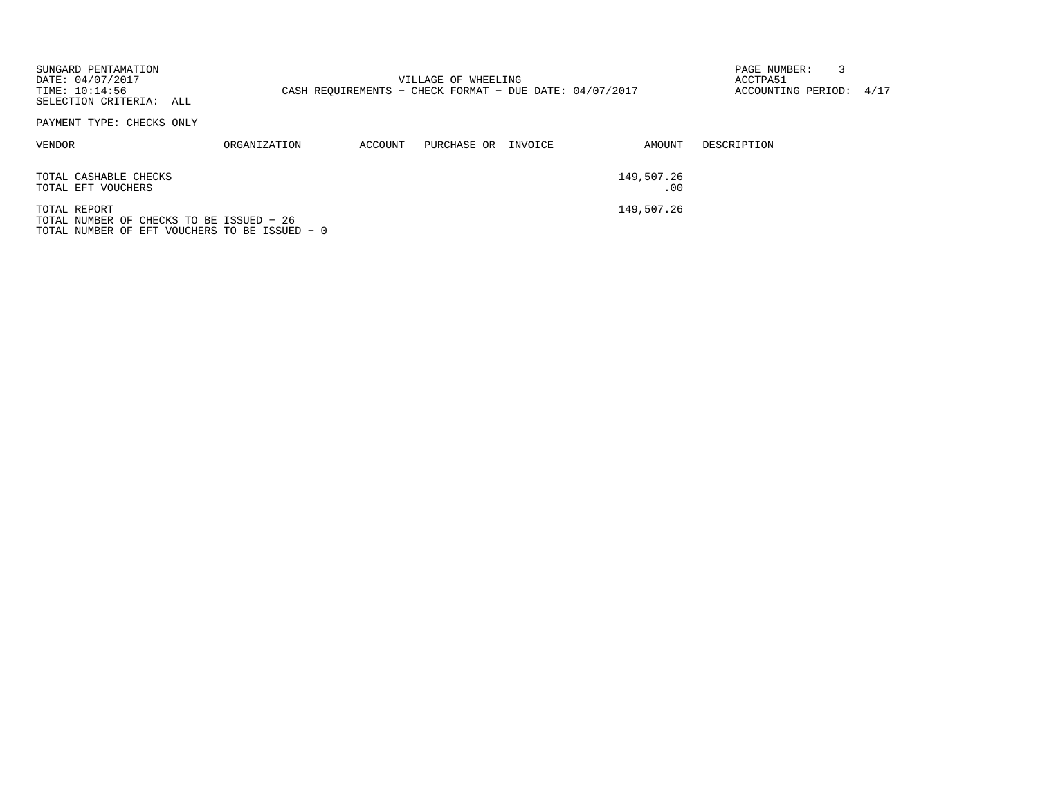SUNGARD PENTAMATION
DATE: 04/07/2017
TIME: 10:14:56
SELECTION CRITERIA: ALL

VILLAGE OF WHEELING
CASH REQUIREMENTS - CHECK FORMAT - DUE DATE: 04/07/2017

ACCTPA51
ACCOUNTING PERIOD: 4/17

PAYMENT TYPE: CHECKS ONLY

| VENDOR | ORGANIZATION | ACCOUNT | PURCHASE OR | INVOICE | AMOUNT | DESCRIPTION |
|---|---|---|---|---|---|---|
| TOTAL CASHABLE CHECKS | | | | | 149,507.26 | |
| TOTAL EFT VOUCHERS | | | | | .00 | |
| TOTAL REPORT | | | | | 149,507.26 | |

TOTAL NUMBER OF CHECKS TO BE ISSUED - 26
TOTAL NUMBER OF EFT VOUCHERS TO BE ISSUED - 0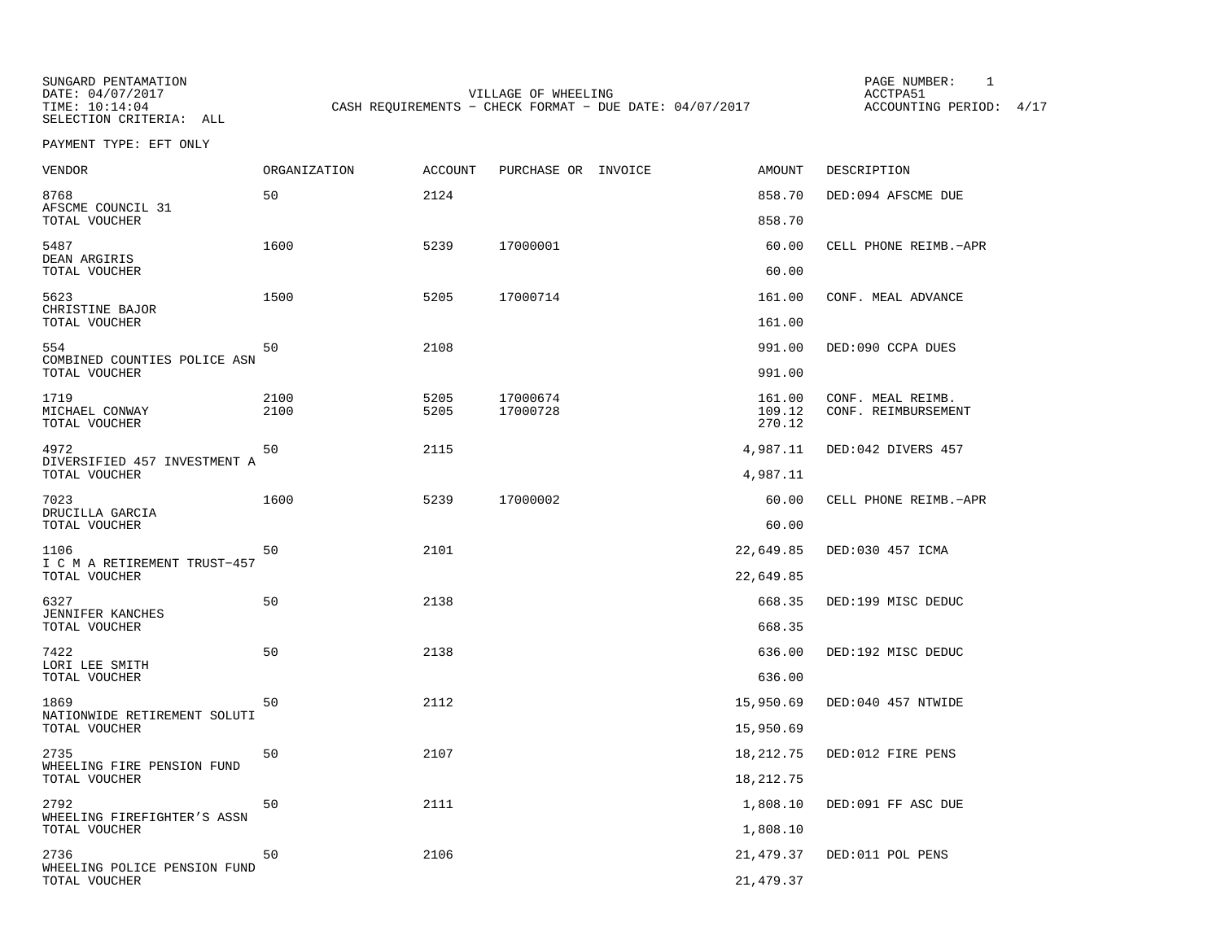SUNGARD PENTAMATION
DATE: 04/07/2017
TIME: 10:14:04
SELECTION CRITERIA: ALL

VILLAGE OF WHEELING
CASH REQUIREMENTS - CHECK FORMAT - DUE DATE: 04/07/2017

PAGE NUMBER: 1
ACCTPA51
ACCOUNTING PERIOD: 4/17

PAYMENT TYPE: EFT ONLY

| VENDOR | ORGANIZATION | ACCOUNT | PURCHASE OR | INVOICE | AMOUNT | DESCRIPTION |
|---|---|---|---|---|---|---|
| 8768 | 50 | 2124 | | | 858.70 | DED:094 AFSCME DUE |
| AFSCME COUNCIL 31 | | | | | | |
| TOTAL VOUCHER | | | | | 858.70 | |
| 5487 | 1600 | 5239 | 17000001 | | 60.00 | CELL PHONE REIMB.-APR |
| DEAN ARGIRIS | | | | | | |
| TOTAL VOUCHER | | | | | 60.00 | |
| 5623 | 1500 | 5205 | 17000714 | | 161.00 | CONF. MEAL ADVANCE |
| CHRISTINE BAJOR | | | | | | |
| TOTAL VOUCHER | | | | | 161.00 | |
| 554 | 50 | 2108 | | | 991.00 | DED:090 CCPA DUES |
| COMBINED COUNTIES POLICE ASN | | | | | | |
| TOTAL VOUCHER | | | | | 991.00 | |
| 1719 | 2100 | 5205 | 17000674 | | 161.00 | CONF. MEAL REIMB. |
| MICHAEL CONWAY | 2100 | 5205 | 17000728 | | 109.12 | CONF. REIMBURSEMENT |
| TOTAL VOUCHER | | | | | 270.12 | |
| 4972 | 50 | 2115 | | | 4,987.11 | DED:042 DIVERS 457 |
| DIVERSIFIED 457 INVESTMENT A | | | | | | |
| TOTAL VOUCHER | | | | | 4,987.11 | |
| 7023 | 1600 | 5239 | 17000002 | | 60.00 | CELL PHONE REIMB.-APR |
| DRUCILLA GARCIA | | | | | | |
| TOTAL VOUCHER | | | | | 60.00 | |
| 1106 | 50 | 2101 | | | 22,649.85 | DED:030 457 ICMA |
| I C M A RETIREMENT TRUST-457 | | | | | | |
| TOTAL VOUCHER | | | | | 22,649.85 | |
| 6327 | 50 | 2138 | | | 668.35 | DED:199 MISC DEDUC |
| JENNIFER KANCHES | | | | | | |
| TOTAL VOUCHER | | | | | 668.35 | |
| 7422 | 50 | 2138 | | | 636.00 | DED:192 MISC DEDUC |
| LORI LEE SMITH | | | | | | |
| TOTAL VOUCHER | | | | | 636.00 | |
| 1869 | 50 | 2112 | | | 15,950.69 | DED:040 457 NTWIDE |
| NATIONWIDE RETIREMENT SOLUTI | | | | | | |
| TOTAL VOUCHER | | | | | 15,950.69 | |
| 2735 | 50 | 2107 | | | 18,212.75 | DED:012 FIRE PENS |
| WHEELING FIRE PENSION FUND | | | | | | |
| TOTAL VOUCHER | | | | | 18,212.75 | |
| 2792 | 50 | 2111 | | | 1,808.10 | DED:091 FF ASC DUE |
| WHEELING FIREFIGHTER'S ASSN | | | | | | |
| TOTAL VOUCHER | | | | | 1,808.10 | |
| 2736 | 50 | 2106 | | | 21,479.37 | DED:011 POL PENS |
| WHEELING POLICE PENSION FUND | | | | | | |
| TOTAL VOUCHER | | | | | 21,479.37 | |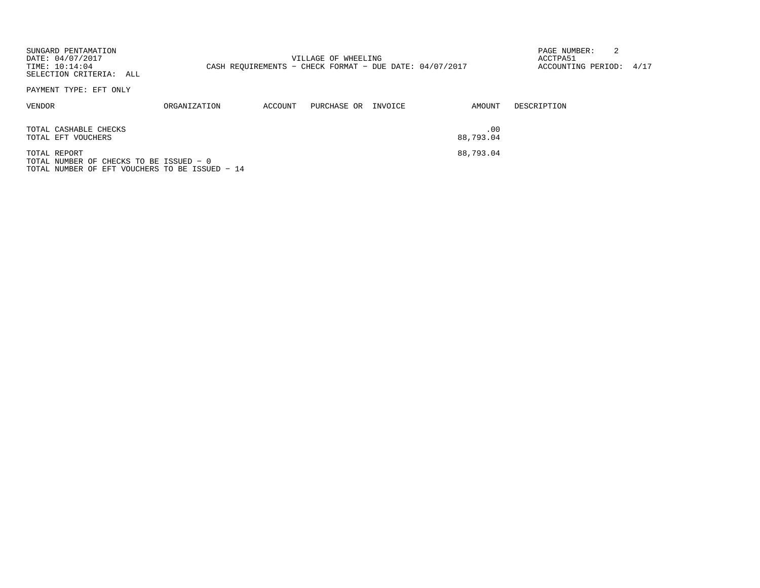SUNGARD PENTAMATION
DATE: 04/07/2017
TIME: 10:14:04
SELECTION CRITERIA: ALL

VILLAGE OF WHEELING
CASH REQUIREMENTS - CHECK FORMAT - DUE DATE: 04/07/2017

ACCTPA51
ACCOUNTING PERIOD: 4/17

PAYMENT TYPE: EFT ONLY

| VENDOR | ORGANIZATION | ACCOUNT | PURCHASE OR | INVOICE | AMOUNT | DESCRIPTION |
|---|---|---|---|---|---|---|
| TOTAL CASHABLE CHECKS | | | | | .00 | |
| TOTAL EFT VOUCHERS | | | | | 88,793.04 | |
| TOTAL REPORT | | | | | 88,793.04 | |

TOTAL NUMBER OF CHECKS TO BE ISSUED - 0
TOTAL NUMBER OF EFT VOUCHERS TO BE ISSUED - 14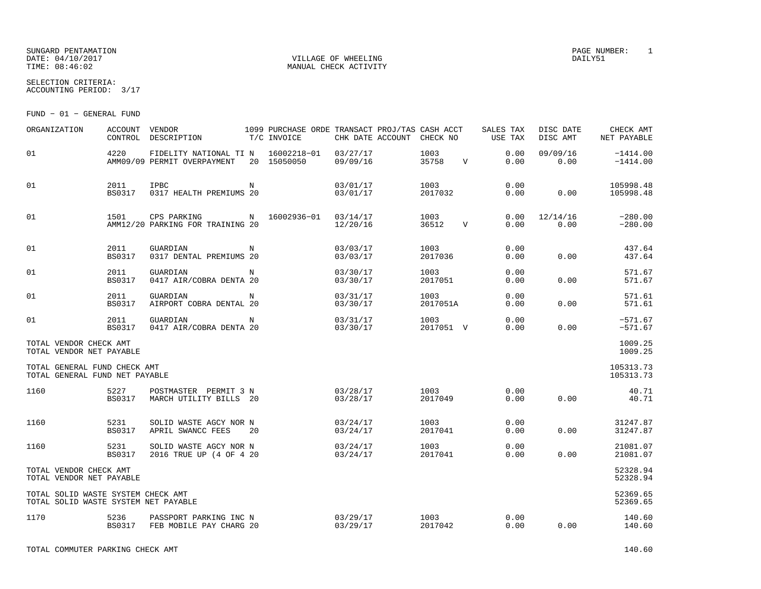SUNGARD PENTAMATION
DATE: 04/10/2017
TIME: 08:46:02

VILLAGE OF WHEELING
MANUAL CHECK ACTIVITY

PAGE NUMBER: 1
DAILY51

SELECTION CRITERIA:
ACCOUNTING PERIOD: 3/17

FUND - 01 - GENERAL FUND

| ORGANIZATION | ACCOUNT CONTROL | VENDOR DESCRIPTION | 1099 T/C | PURCHASE ORDE INVOICE | TRANSACT CHK DATE | PROJ/TAS ACCOUNT | CASH ACCT CHECK NO | | SALES TAX USE TAX | DISC DATE DISC AMT | CHECK AMT NET PAYABLE |
|---|---|---|---|---|---|---|---|---|---|---|---|
| 01 | 4220<br>AMM09/09 | FIDELITY NATIONAL TI<br>PERMIT OVERPAYMENT | N<br>20 | 16002218-01<br>15050050 | 03/27/17<br>09/09/16 | | 1003<br>35758 | V | 0.00<br>0.00 | 09/09/16<br>0.00 | -1414.00<br>-1414.00 |
| 01 | 2011<br>BS0317 | IPBC<br>0317 HEALTH PREMIUMS | N<br>20 | | 03/01/17<br>03/01/17 | | 1003<br>2017032 | | 0.00<br>0.00 | <br>0.00 | 105998.48<br>105998.48 |
| 01 | 1501<br>AMM12/20 | CPS PARKING<br>PARKING FOR TRAINING | N<br>20 | 16002936-01 | 03/14/17<br>12/20/16 | | 1003<br>36512 | V | 0.00<br>0.00 | 12/14/16<br>0.00 | -280.00<br>-280.00 |
| 01 | 2011<br>BS0317 | GUARDIAN<br>0317 DENTAL PREMIUMS | N<br>20 | | 03/03/17<br>03/03/17 | | 1003<br>2017036 | | 0.00<br>0.00 | <br>0.00 | 437.64<br>437.64 |
| 01 | 2011<br>BS0317 | GUARDIAN<br>0417 AIR/COBRA DENTA | N<br>20 | | 03/30/17<br>03/30/17 | | 1003<br>2017051 | | 0.00<br>0.00 | <br>0.00 | 571.67<br>571.67 |
| 01 | 2011<br>BS0317 | GUARDIAN<br>AIRPORT COBRA DENTAL | N<br>20 | | 03/31/17<br>03/30/17 | | 1003<br>2017051A | | 0.00<br>0.00 | <br>0.00 | 571.61<br>571.61 |
| 01 | 2011<br>BS0317 | GUARDIAN<br>0417 AIR/COBRA DENTA | N<br>20 | | 03/31/17<br>03/30/17 | | 1003<br>2017051 | V | 0.00<br>0.00 | <br>0.00 | -571.67<br>-571.67 |
| TOTAL VENDOR CHECK AMT<br>TOTAL VENDOR NET PAYABLE | | | | | | | | | | | 1009.25<br>1009.25 |
| TOTAL GENERAL FUND CHECK AMT<br>TOTAL GENERAL FUND NET PAYABLE | | | | | | | | | | | 105313.73<br>105313.73 |
| 1160 | 5227<br>BS0317 | POSTMASTER PERMIT 3<br>MARCH UTILITY BILLS | N<br>20 | | 03/28/17<br>03/28/17 | | 1003<br>2017049 | | 0.00<br>0.00 | <br>0.00 | 40.71<br>40.71 |
| 1160 | 5231<br>BS0317 | SOLID WASTE AGCY NOR<br>APRIL SWANCC FEES | N<br>20 | | 03/24/17<br>03/24/17 | | 1003<br>2017041 | | 0.00<br>0.00 | <br>0.00 | 31247.87<br>31247.87 |
| 1160 | 5231<br>BS0317 | SOLID WASTE AGCY NOR<br>2016 TRUE UP (4 OF 4 | N<br>20 | | 03/24/17<br>03/24/17 | | 1003<br>2017041 | | 0.00<br>0.00 | <br>0.00 | 21081.07<br>21081.07 |
| TOTAL VENDOR CHECK AMT<br>TOTAL VENDOR NET PAYABLE | | | | | | | | | | | 52328.94<br>52328.94 |
| TOTAL SOLID WASTE SYSTEM CHECK AMT<br>TOTAL SOLID WASTE SYSTEM NET PAYABLE | | | | | | | | | | | 52369.65<br>52369.65 |
| 1170 | 5236<br>BS0317 | PASSPORT PARKING INC<br>FEB MOBILE PAY CHARG | N<br>20 | | 03/29/17<br>03/29/17 | | 1003<br>2017042 | | 0.00<br>0.00 | <br>0.00 | 140.60<br>140.60 |
| TOTAL COMMUTER PARKING CHECK AMT | | | | | | | | | | | 140.60 |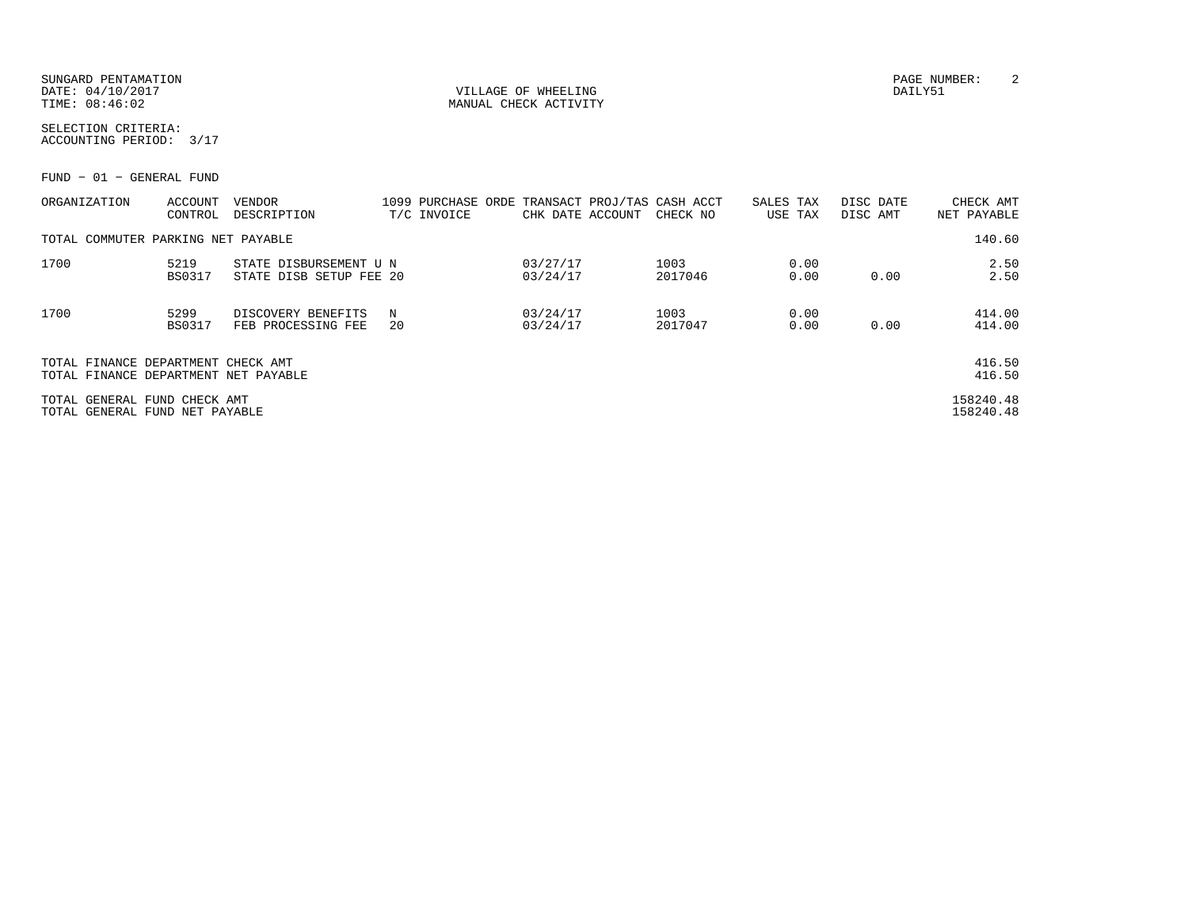SUNGARD PENTAMATION
DATE: 04/10/2017
TIME: 08:46:02

VILLAGE OF WHEELING
MANUAL CHECK ACTIVITY

DAILY51

SELECTION CRITERIA:
ACCOUNTING PERIOD: 3/17

FUND - 01 - GENERAL FUND

| ORGANIZATION | ACCOUNT / CONTROL | VENDOR / DESCRIPTION | 1099 / T/C | PURCHASE ORDE / INVOICE | TRANSACT / CHK DATE | PROJ/TAS / ACCOUNT | CASH ACCT / CHECK NO | SALES TAX / USE TAX | DISC DATE / DISC AMT | CHECK AMT / NET PAYABLE |
|---|---|---|---|---|---|---|---|---|---|---|
| TOTAL COMMUTER PARKING NET PAYABLE | | | | | | | | | | 140.60 |
| 1700 | 5219 | STATE DISBURSEMENT U | N | | 03/27/17 | | 1003 | 0.00 | | 2.50 |
| | BS0317 | STATE DISB SETUP FEE | 20 | | 03/24/17 | | 2017046 | 0.00 | 0.00 | 2.50 |
| 1700 | 5299 | DISCOVERY BENEFITS | N | | 03/24/17 | | 1003 | 0.00 | | 414.00 |
| | BS0317 | FEB PROCESSING FEE | 20 | | 03/24/17 | | 2017047 | 0.00 | 0.00 | 414.00 |
| TOTAL FINANCE DEPARTMENT CHECK AMT | | | | | | | | | | 416.50 |
| TOTAL FINANCE DEPARTMENT NET PAYABLE | | | | | | | | | | 416.50 |
| TOTAL GENERAL FUND CHECK AMT | | | | | | | | | | 158240.48 |
| TOTAL GENERAL FUND NET PAYABLE | | | | | | | | | | 158240.48 |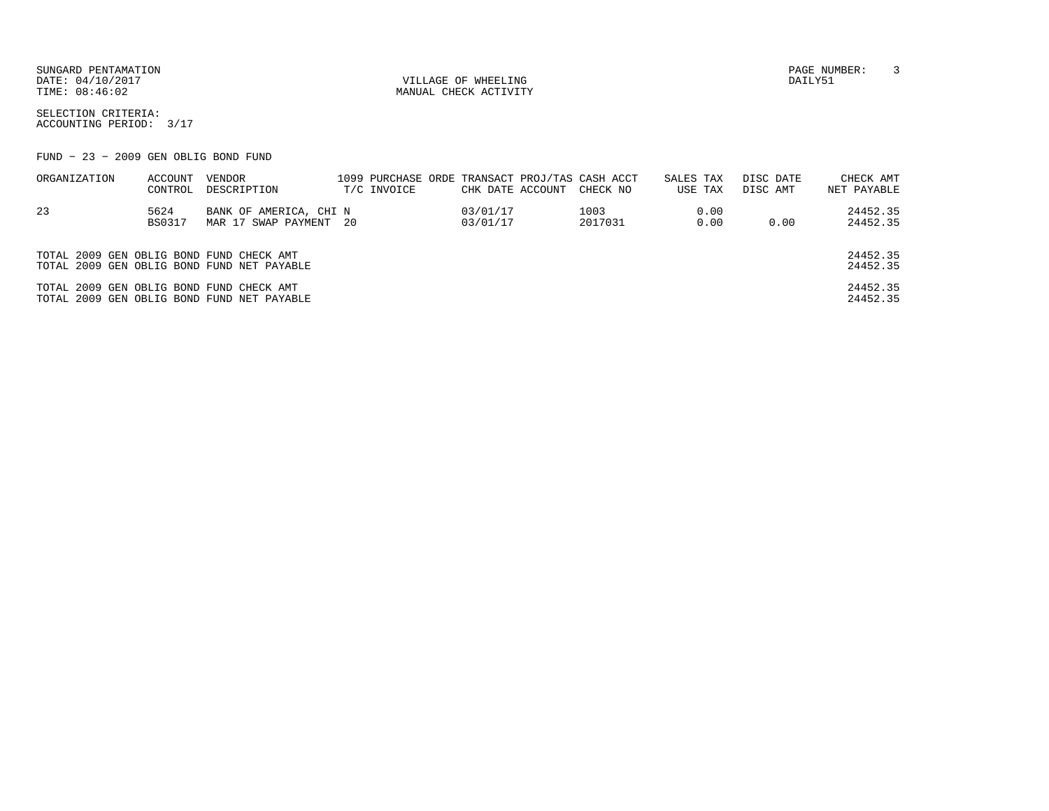SUNGARD PENTAMATION
DATE: 04/10/2017
TIME: 08:46:02

VILLAGE OF WHEELING
MANUAL CHECK ACTIVITY

DAILY51

SELECTION CRITERIA:
ACCOUNTING PERIOD: 3/17

FUND - 23 - 2009 GEN OBLIG BOND FUND

| ORGANIZATION | ACCOUNT CONTROL | VENDOR DESCRIPTION | 1099 T/C | PURCHASE ORDE INVOICE | TRANSACT CHK DATE | PROJ/TAS ACCOUNT | CASH ACCT CHECK NO | SALES TAX USE TAX | DISC DATE DISC AMT | CHECK AMT NET PAYABLE |
|---|---|---|---|---|---|---|---|---|---|---|
| 23 | 5624 | BANK OF AMERICA, CHI | N | | 03/01/17 | | 1003 | 0.00 | | 24452.35 |
| | BS0317 | MAR 17 SWAP PAYMENT | 20 | | 03/01/17 | | 2017031 | 0.00 | 0.00 | 24452.35 |

| | |
|---|---|
| TOTAL 2009 GEN OBLIG BOND FUND CHECK AMT | 24452.35 |
| TOTAL 2009 GEN OBLIG BOND FUND NET PAYABLE | 24452.35 |
| TOTAL 2009 GEN OBLIG BOND FUND CHECK AMT | 24452.35 |
| TOTAL 2009 GEN OBLIG BOND FUND NET PAYABLE | 24452.35 |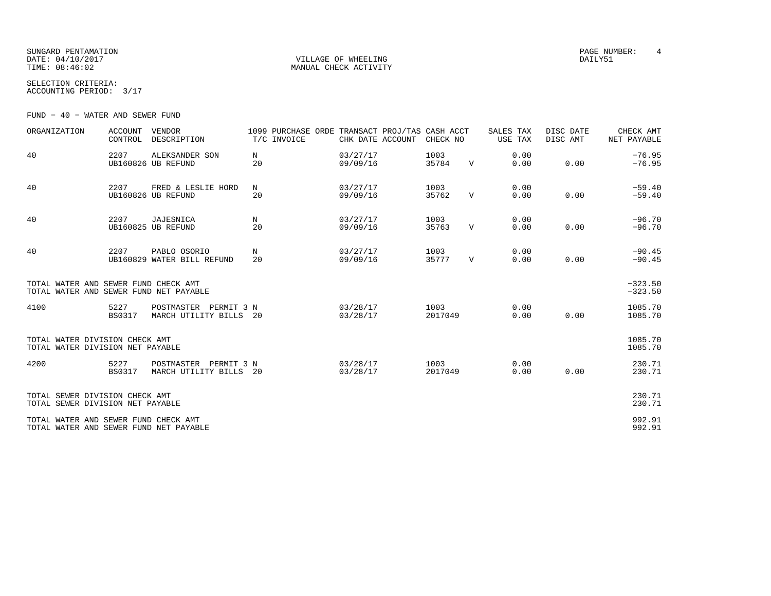SUNGARD PENTAMATION
DATE: 04/10/2017
TIME: 08:46:02

VILLAGE OF WHEELING
MANUAL CHECK ACTIVITY

PAGE NUMBER: 4
DAILY51

SELECTION CRITERIA:
ACCOUNTING PERIOD: 3/17

FUND - 40 - WATER AND SEWER FUND

| ORGANIZATION | ACCOUNT CONTROL | VENDOR DESCRIPTION | 1099 T/C | PURCHASE ORDE INVOICE | TRANSACT CHK DATE | PROJ/TAS ACCOUNT | CASH ACCT CHECK NO | | SALES TAX USE TAX | DISC DATE DISC AMT | CHECK AMT NET PAYABLE |
|---|---|---|---|---|---|---|---|---|---|---|---|
| 40 | 2207 UB160826 | ALEKSANDER SON UB REFUND | N 20 | | 03/27/17 09/09/16 | | 1003 35784 | V | 0.00 0.00 | 0.00 | -76.95 -76.95 |
| 40 | 2207 UB160826 | FRED & LESLIE HORD UB REFUND | N 20 | | 03/27/17 09/09/16 | | 1003 35762 | V | 0.00 0.00 | 0.00 | -59.40 -59.40 |
| 40 | 2207 UB160825 | JAJESNICA UB REFUND | N 20 | | 03/27/17 09/09/16 | | 1003 35763 | V | 0.00 0.00 | 0.00 | -96.70 -96.70 |
| 40 | 2207 UB160829 | PABLO OSORIO WATER BILL REFUND | N 20 | | 03/27/17 09/09/16 | | 1003 35777 | V | 0.00 0.00 | 0.00 | -90.45 -90.45 |
| TOTAL WATER AND SEWER FUND CHECK AMT | | | | | | | | | | | -323.50 |
| TOTAL WATER AND SEWER FUND NET PAYABLE | | | | | | | | | | | -323.50 |
| 4100 | 5227 BS0317 | POSTMASTER PERMIT 3 MARCH UTILITY BILLS | N 20 | | 03/28/17 03/28/17 | | 1003 2017049 | | 0.00 0.00 | 0.00 | 1085.70 1085.70 |
| TOTAL WATER DIVISION CHECK AMT | | | | | | | | | | | 1085.70 |
| TOTAL WATER DIVISION NET PAYABLE | | | | | | | | | | | 1085.70 |
| 4200 | 5227 BS0317 | POSTMASTER PERMIT 3 MARCH UTILITY BILLS | N 20 | | 03/28/17 03/28/17 | | 1003 2017049 | | 0.00 0.00 | 0.00 | 230.71 230.71 |
| TOTAL SEWER DIVISION CHECK AMT | | | | | | | | | | | 230.71 |
| TOTAL SEWER DIVISION NET PAYABLE | | | | | | | | | | | 230.71 |
| TOTAL WATER AND SEWER FUND CHECK AMT | | | | | | | | | | | 992.91 |
| TOTAL WATER AND SEWER FUND NET PAYABLE | | | | | | | | | | | 992.91 |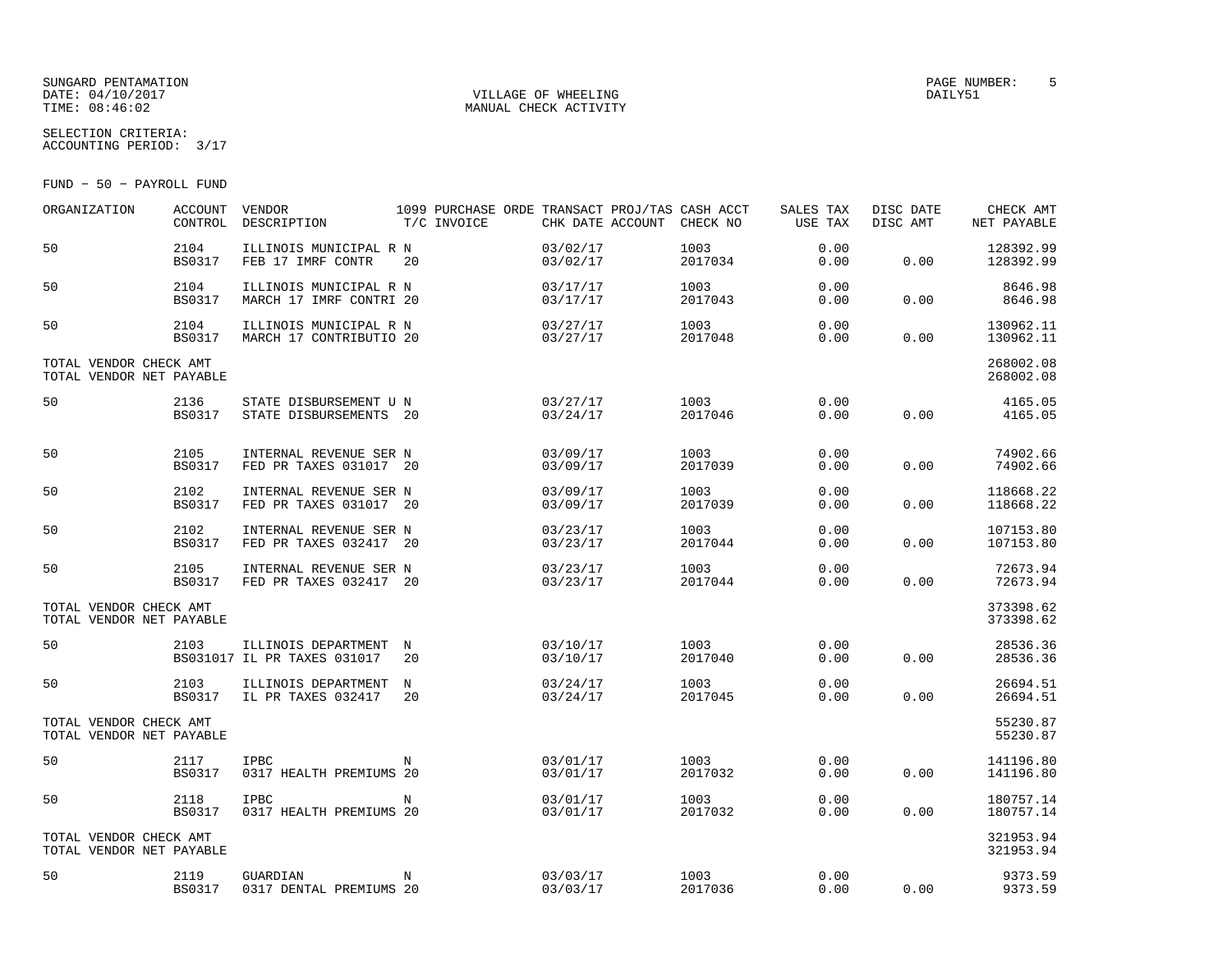SELECTION CRITERIA:
ACCOUNTING PERIOD: 3/17

FUND - 50 - PAYROLL FUND

| ORGANIZATION | ACCOUNT CONTROL | VENDOR DESCRIPTION | 1099 T/C | PURCHASE ORDE INVOICE | TRANSACT CHK DATE | PROJ/TAS ACCOUNT | CASH ACCT CHECK NO | SALES TAX USE TAX | DISC DATE DISC AMT | CHECK AMT NET PAYABLE |
|---|---|---|---|---|---|---|---|---|---|---|
| 50 | 2104 BS0317 | ILLINOIS MUNICIPAL R FEB 17 IMRF CONTR | N 20 | | 03/02/17 03/02/17 | | 1003 2017034 | 0.00 0.00 | 0.00 | 128392.99 128392.99 |
| 50 | 2104 BS0317 | ILLINOIS MUNICIPAL R MARCH 17 IMRF CONTRI | N 20 | | 03/17/17 03/17/17 | | 1003 2017043 | 0.00 0.00 | 0.00 | 8646.98 8646.98 |
| 50 | 2104 BS0317 | ILLINOIS MUNICIPAL R MARCH 17 CONTRIBUTIO | N 20 | | 03/27/17 03/27/17 | | 1003 2017048 | 0.00 0.00 | 0.00 | 130962.11 130962.11 |
| TOTAL VENDOR CHECK AMT TOTAL VENDOR NET PAYABLE | | | | | | | | | | 268002.08 268002.08 |
| 50 | 2136 BS0317 | STATE DISBURSEMENT U STATE DISBURSEMENTS | N 20 | | 03/27/17 03/24/17 | | 1003 2017046 | 0.00 0.00 | 0.00 | 4165.05 4165.05 |
| 50 | 2105 BS0317 | INTERNAL REVENUE SER FED PR TAXES 031017 | N 20 | | 03/09/17 03/09/17 | | 1003 2017039 | 0.00 0.00 | 0.00 | 74902.66 74902.66 |
| 50 | 2102 BS0317 | INTERNAL REVENUE SER FED PR TAXES 031017 | N 20 | | 03/09/17 03/09/17 | | 1003 2017039 | 0.00 0.00 | 0.00 | 118668.22 118668.22 |
| 50 | 2102 BS0317 | INTERNAL REVENUE SER FED PR TAXES 032417 | N 20 | | 03/23/17 03/23/17 | | 1003 2017044 | 0.00 0.00 | 0.00 | 107153.80 107153.80 |
| 50 | 2105 BS0317 | INTERNAL REVENUE SER FED PR TAXES 032417 | N 20 | | 03/23/17 03/23/17 | | 1003 2017044 | 0.00 0.00 | 0.00 | 72673.94 72673.94 |
| TOTAL VENDOR CHECK AMT TOTAL VENDOR NET PAYABLE | | | | | | | | | | 373398.62 373398.62 |
| 50 | 2103 BS031017 | ILLINOIS DEPARTMENT IL PR TAXES 031017 | N 20 | | 03/10/17 03/10/17 | | 1003 2017040 | 0.00 0.00 | 0.00 | 28536.36 28536.36 |
| 50 | 2103 BS0317 | ILLINOIS DEPARTMENT IL PR TAXES 032417 | N 20 | | 03/24/17 03/24/17 | | 1003 2017045 | 0.00 0.00 | 0.00 | 26694.51 26694.51 |
| TOTAL VENDOR CHECK AMT TOTAL VENDOR NET PAYABLE | | | | | | | | | | 55230.87 55230.87 |
| 50 | 2117 BS0317 | IPBC 0317 HEALTH PREMIUMS | N 20 | | 03/01/17 03/01/17 | | 1003 2017032 | 0.00 0.00 | 0.00 | 141196.80 141196.80 |
| 50 | 2118 BS0317 | IPBC 0317 HEALTH PREMIUMS | N 20 | | 03/01/17 03/01/17 | | 1003 2017032 | 0.00 0.00 | 0.00 | 180757.14 180757.14 |
| TOTAL VENDOR CHECK AMT TOTAL VENDOR NET PAYABLE | | | | | | | | | | 321953.94 321953.94 |
| 50 | 2119 BS0317 | GUARDIAN 0317 DENTAL PREMIUMS | N 20 | | 03/03/17 03/03/17 | | 1003 2017036 | 0.00 0.00 | 0.00 | 9373.59 9373.59 |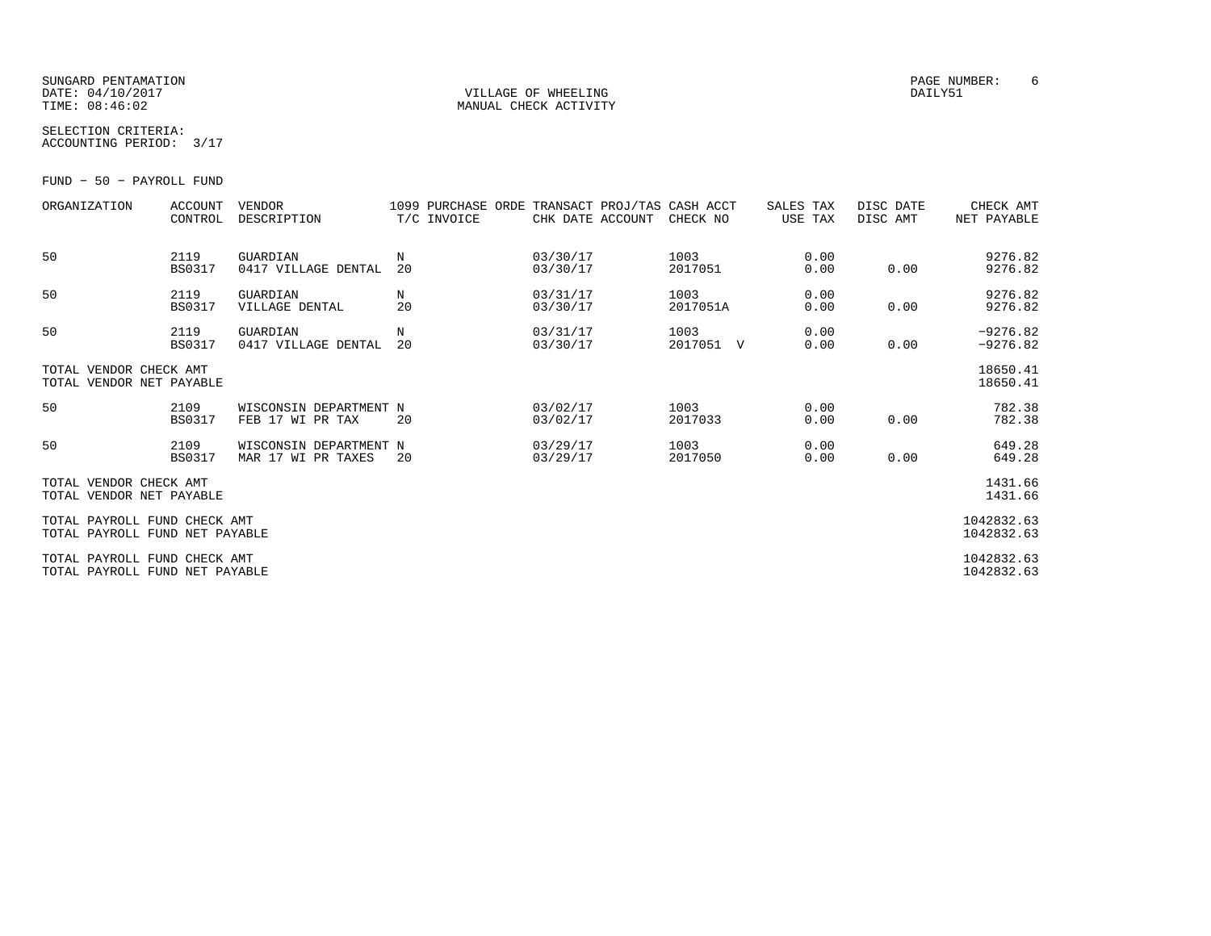SUNGARD PENTAMATION
DATE: 04/10/2017
TIME: 08:46:02

VILLAGE OF WHEELING
MANUAL CHECK ACTIVITY

PAGE NUMBER: 6
DAILY51

SELECTION CRITERIA:
ACCOUNTING PERIOD: 3/17

FUND - 50 - PAYROLL FUND

| ORGANIZATION | ACCOUNT CONTROL | VENDOR DESCRIPTION | 1099 T/C | PURCHASE ORDE INVOICE | TRANSACT CHK DATE | PROJ/TAS ACCOUNT | CASH ACCT CHECK NO | SALES TAX USE TAX | DISC DATE DISC AMT | CHECK AMT NET PAYABLE |
|---|---|---|---|---|---|---|---|---|---|---|
| 50 | 2119<br>BS0317 | GUARDIAN<br>0417 VILLAGE DENTAL | N<br>20 | | 03/30/17<br>03/30/17 | | 1003<br>2017051 | 0.00<br>0.00 | <br>0.00 | 9276.82<br>9276.82 |
| 50 | 2119<br>BS0317 | GUARDIAN<br>VILLAGE DENTAL | N<br>20 | | 03/31/17<br>03/30/17 | | 1003<br>2017051A | 0.00<br>0.00 | <br>0.00 | 9276.82<br>9276.82 |
| 50 | 2119<br>BS0317 | GUARDIAN<br>0417 VILLAGE DENTAL | N<br>20 | | 03/31/17<br>03/30/17 | | 1003<br>2017051 V | 0.00<br>0.00 | <br>0.00 | -9276.82<br>-9276.82 |
| TOTAL VENDOR CHECK AMT<br>TOTAL VENDOR NET PAYABLE | | | | | | | | | | 18650.41<br>18650.41 |
| 50 | 2109<br>BS0317 | WISCONSIN DEPARTMENT<br>FEB 17 WI PR TAX | N<br>20 | | 03/02/17<br>03/02/17 | | 1003<br>2017033 | 0.00<br>0.00 | <br>0.00 | 782.38<br>782.38 |
| 50 | 2109<br>BS0317 | WISCONSIN DEPARTMENT<br>MAR 17 WI PR TAXES | N<br>20 | | 03/29/17<br>03/29/17 | | 1003<br>2017050 | 0.00<br>0.00 | <br>0.00 | 649.28<br>649.28 |
| TOTAL VENDOR CHECK AMT<br>TOTAL VENDOR NET PAYABLE | | | | | | | | | | 1431.66<br>1431.66 |
| TOTAL PAYROLL FUND CHECK AMT<br>TOTAL PAYROLL FUND NET PAYABLE | | | | | | | | | | 1042832.63<br>1042832.63 |
| TOTAL PAYROLL FUND CHECK AMT<br>TOTAL PAYROLL FUND NET PAYABLE | | | | | | | | | | 1042832.63<br>1042832.63 |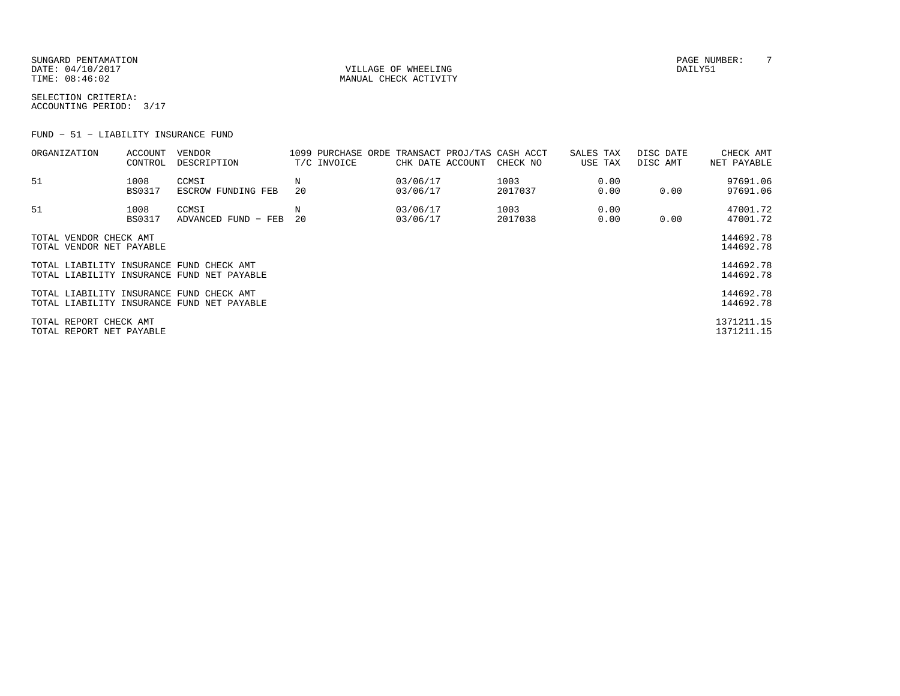SUNGARD PENTAMATION
DATE: 04/10/2017
TIME: 08:46:02

VILLAGE OF WHEELING
MANUAL CHECK ACTIVITY

PAGE NUMBER: 7
DAILY51

SELECTION CRITERIA:
ACCOUNTING PERIOD: 3/17

FUND - 51 - LIABILITY INSURANCE FUND

| ORGANIZATION | ACCOUNT CONTROL | VENDOR DESCRIPTION | 1099 T/C | PURCHASE ORDE INVOICE | TRANSACT CHK DATE | PROJ/TAS ACCOUNT | CASH ACCT CHECK NO | SALES TAX USE TAX | DISC DATE DISC AMT | CHECK AMT NET PAYABLE |
|---|---|---|---|---|---|---|---|---|---|---|
| 51 | 1008<br>BS0317 | CCMSI<br>ESCROW FUNDING FEB | N<br>20 | | 03/06/17<br>03/06/17 | | 1003<br>2017037 | 0.00<br>0.00 | <br>0.00 | 97691.06<br>97691.06 |
| 51 | 1008<br>BS0317 | CCMSI<br>ADVANCED FUND - FEB | N<br>20 | | 03/06/17<br>03/06/17 | | 1003<br>2017038 | 0.00<br>0.00 | <br>0.00 | 47001.72<br>47001.72 |

| | |
|---|---|
| TOTAL VENDOR CHECK AMT | 144692.78 |
| TOTAL VENDOR NET PAYABLE | 144692.78 |
| TOTAL LIABILITY INSURANCE FUND CHECK AMT | 144692.78 |
| TOTAL LIABILITY INSURANCE FUND NET PAYABLE | 144692.78 |
| TOTAL LIABILITY INSURANCE FUND CHECK AMT | 144692.78 |
| TOTAL LIABILITY INSURANCE FUND NET PAYABLE | 144692.78 |
| TOTAL REPORT CHECK AMT | 1371211.15 |
| TOTAL REPORT NET PAYABLE | 1371211.15 |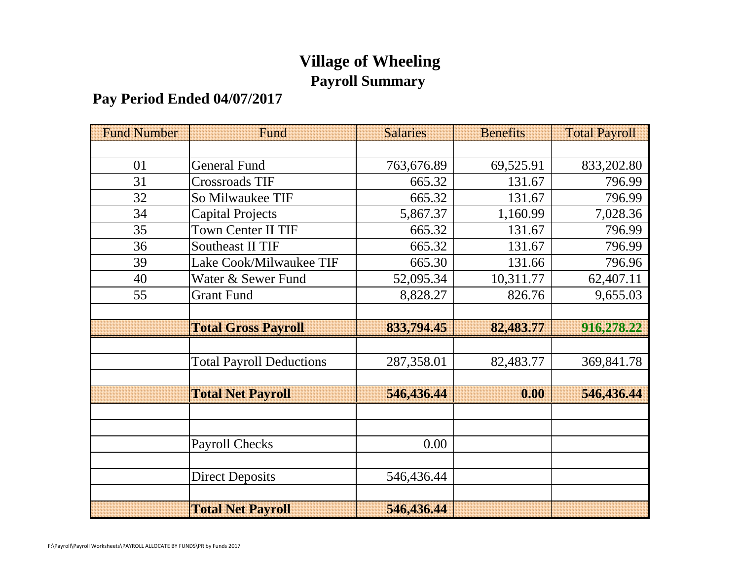# Village of Wheeling

## Payroll Summary

### Pay Period Ended 04/07/2017

| Fund Number | Fund | Salaries | Benefits | Total Payroll |
|---|---|---|---|---|
| | | | | |
| 01 | General Fund | 763,676.89 | 69,525.91 | 833,202.80 |
| 31 | Crossroads TIF | 665.32 | 131.67 | 796.99 |
| 32 | So Milwaukee TIF | 665.32 | 131.67 | 796.99 |
| 34 | Capital Projects | 5,867.37 | 1,160.99 | 7,028.36 |
| 35 | Town Center II TIF | 665.32 | 131.67 | 796.99 |
| 36 | Southeast II TIF | 665.32 | 131.67 | 796.99 |
| 39 | Lake Cook/Milwaukee TIF | 665.30 | 131.66 | 796.96 |
| 40 | Water & Sewer Fund | 52,095.34 | 10,311.77 | 62,407.11 |
| 55 | Grant Fund | 8,828.27 | 826.76 | 9,655.03 |
| | | | | |
| | **Total Gross Payroll** | **833,794.45** | **82,483.77** | **916,278.22** |
| | | | | |
| | Total Payroll Deductions | 287,358.01 | 82,483.77 | 369,841.78 |
| | | | | |
| | **Total Net Payroll** | **546,436.44** | **0.00** | **546,436.44** |
| | | | | |
| | | | | |
| | Payroll Checks | 0.00 | | |
| | | | | |
| | Direct Deposits | 546,436.44 | | |
| | | | | |
| | **Total Net Payroll** | **546,436.44** | | |

F:\Payroll\Payroll Worksheets\PAYROLL ALLOCATE BY FUNDS\PR by Funds 2017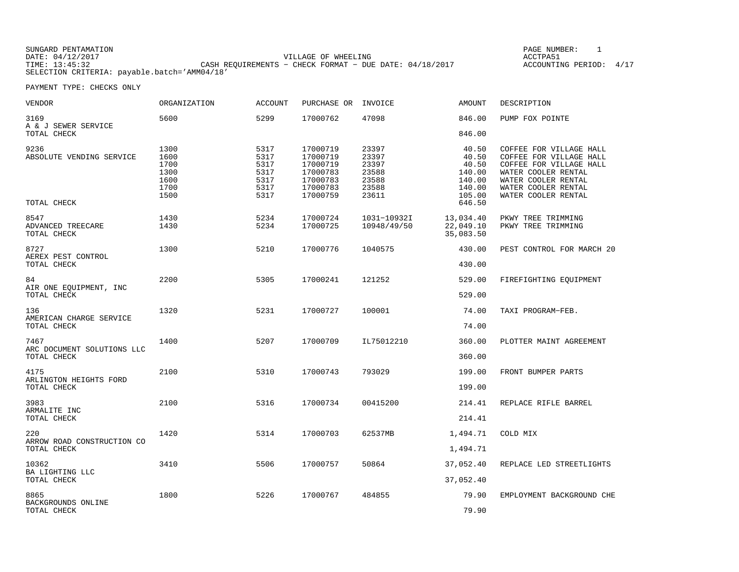SUNGARD PENTAMATION
DATE: 04/12/2017
TIME: 13:45:32
SELECTION CRITERIA: payable.batch='AMM04/18'

VILLAGE OF WHEELING
CASH REQUIREMENTS - CHECK FORMAT - DUE DATE: 04/18/2017

PAGE NUMBER: 1
ACCTPA51
ACCOUNTING PERIOD: 4/17

PAYMENT TYPE: CHECKS ONLY

| VENDOR | ORGANIZATION | ACCOUNT | PURCHASE OR | INVOICE | AMOUNT | DESCRIPTION |
|---|---|---|---|---|---|---|
| 3169 | 5600 | 5299 | 17000762 | 47098 | 846.00 | PUMP FOX POINTE |
| A & J SEWER SERVICE | | | | | | |
| TOTAL CHECK | | | | | 846.00 | |
| 9236 | 1300 | 5317 | 17000719 | 23397 | 40.50 | COFFEE FOR VILLAGE HALL |
| ABSOLUTE VENDING SERVICE | 1600 | 5317 | 17000719 | 23397 | 40.50 | COFFEE FOR VILLAGE HALL |
| | 1700 | 5317 | 17000719 | 23397 | 40.50 | COFFEE FOR VILLAGE HALL |
| | 1300 | 5317 | 17000783 | 23588 | 140.00 | WATER COOLER RENTAL |
| | 1600 | 5317 | 17000783 | 23588 | 140.00 | WATER COOLER RENTAL |
| | 1700 | 5317 | 17000783 | 23588 | 140.00 | WATER COOLER RENTAL |
| | 1500 | 5317 | 17000759 | 23611 | 105.00 | WATER COOLER RENTAL |
| TOTAL CHECK | | | | | 646.50 | |
| 8547 | 1430 | 5234 | 17000724 | 1031-10932I | 13,034.40 | PKWY TREE TRIMMING |
| ADVANCED TREECARE | 1430 | 5234 | 17000725 | 10948/49/50 | 22,049.10 | PKWY TREE TRIMMING |
| TOTAL CHECK | | | | | 35,083.50 | |
| 8727 | 1300 | 5210 | 17000776 | 1040575 | 430.00 | PEST CONTROL FOR MARCH 20 |
| AEREX PEST CONTROL | | | | | | |
| TOTAL CHECK | | | | | 430.00 | |
| 84 | 2200 | 5305 | 17000241 | 121252 | 529.00 | FIREFIGHTING EQUIPMENT |
| AIR ONE EQUIPMENT, INC | | | | | | |
| TOTAL CHECK | | | | | 529.00 | |
| 136 | 1320 | 5231 | 17000727 | 100001 | 74.00 | TAXI PROGRAM-FEB. |
| AMERICAN CHARGE SERVICE | | | | | | |
| TOTAL CHECK | | | | | 74.00 | |
| 7467 | 1400 | 5207 | 17000709 | IL75012210 | 360.00 | PLOTTER MAINT AGREEMENT |
| ARC DOCUMENT SOLUTIONS LLC | | | | | | |
| TOTAL CHECK | | | | | 360.00 | |
| 4175 | 2100 | 5310 | 17000743 | 793029 | 199.00 | FRONT BUMPER PARTS |
| ARLINGTON HEIGHTS FORD | | | | | | |
| TOTAL CHECK | | | | | 199.00 | |
| 3983 | 2100 | 5316 | 17000734 | 00415200 | 214.41 | REPLACE RIFLE BARREL |
| ARMALITE INC | | | | | | |
| TOTAL CHECK | | | | | 214.41 | |
| 220 | 1420 | 5314 | 17000703 | 62537MB | 1,494.71 | COLD MIX |
| ARROW ROAD CONSTRUCTION CO | | | | | | |
| TOTAL CHECK | | | | | 1,494.71 | |
| 10362 | 3410 | 5506 | 17000757 | 50864 | 37,052.40 | REPLACE LED STREETLIGHTS |
| BA LIGHTING LLC | | | | | | |
| TOTAL CHECK | | | | | 37,052.40 | |
| 8865 | 1800 | 5226 | 17000767 | 484855 | 79.90 | EMPLOYMENT BACKGROUND CHE |
| BACKGROUNDS ONLINE | | | | | | |
| TOTAL CHECK | | | | | 79.90 | |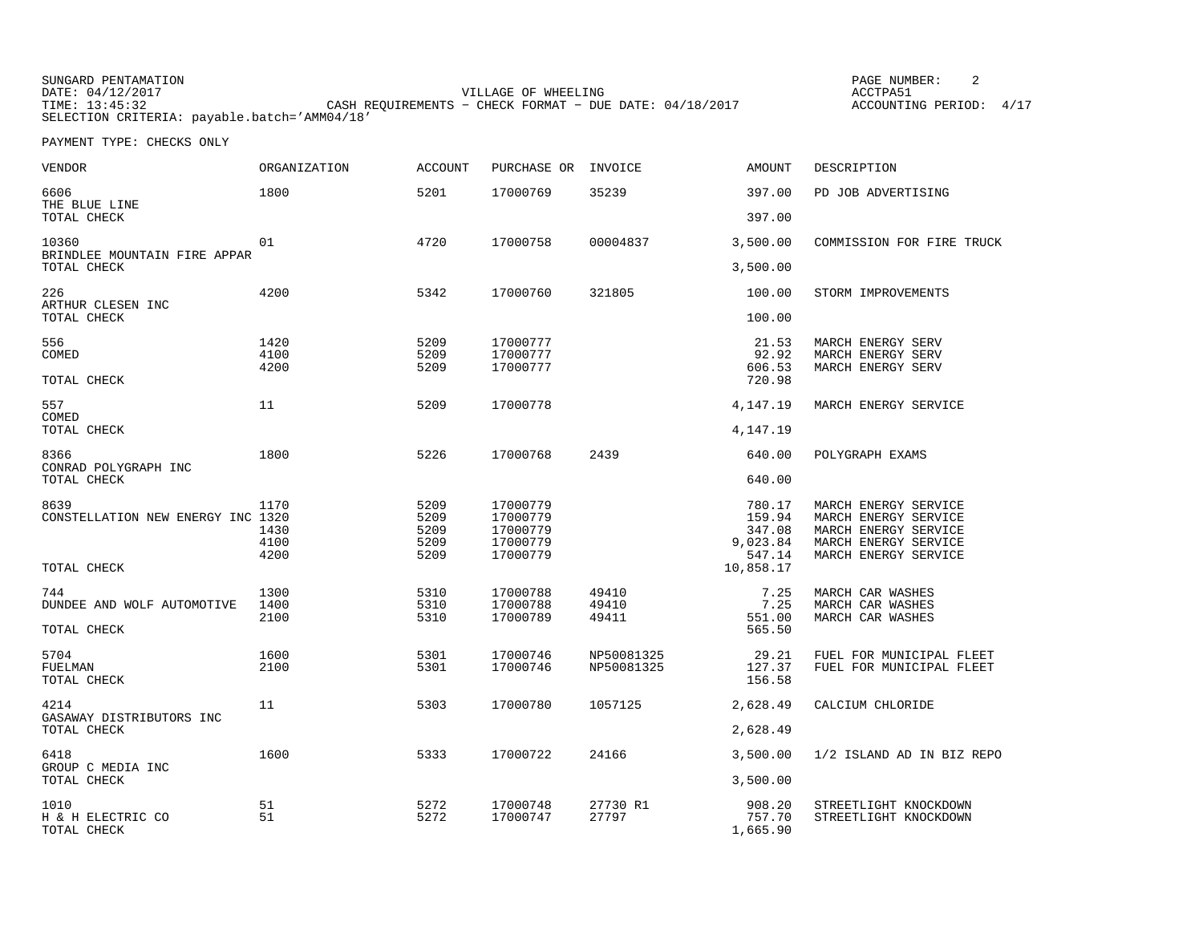SUNGARD PENTAMATION
DATE: 04/12/2017
TIME: 13:45:32
SELECTION CRITERIA: payable.batch='AMM04/18'

VILLAGE OF WHEELING
CASH REQUIREMENTS - CHECK FORMAT - DUE DATE: 04/18/2017

PAGE NUMBER: 2
ACCTPA51
ACCOUNTING PERIOD: 4/17

PAYMENT TYPE: CHECKS ONLY

| VENDOR | ORGANIZATION | ACCOUNT | PURCHASE OR | INVOICE | AMOUNT | DESCRIPTION |
|---|---|---|---|---|---|---|
| 6606 | 1800 | 5201 | 17000769 | 35239 | 397.00 | PD JOB ADVERTISING |
| THE BLUE LINE | | | | | | |
| TOTAL CHECK | | | | | 397.00 | |
| 10360 | 01 | 4720 | 17000758 | 00004837 | 3,500.00 | COMMISSION FOR FIRE TRUCK |
| BRINDLEE MOUNTAIN FIRE APPAR | | | | | | |
| TOTAL CHECK | | | | | 3,500.00 | |
| 226 | 4200 | 5342 | 17000760 | 321805 | 100.00 | STORM IMPROVEMENTS |
| ARTHUR CLESEN INC | | | | | | |
| TOTAL CHECK | | | | | 100.00 | |
| 556 | 1420 | 5209 | 17000777 | | 21.53 | MARCH ENERGY SERV |
| COMED | 4100 | 5209 | 17000777 | | 92.92 | MARCH ENERGY SERV |
| | 4200 | 5209 | 17000777 | | 606.53 | MARCH ENERGY SERV |
| TOTAL CHECK | | | | | 720.98 | |
| 557 | 11 | 5209 | 17000778 | | 4,147.19 | MARCH ENERGY SERVICE |
| COMED | | | | | | |
| TOTAL CHECK | | | | | 4,147.19 | |
| 8366 | 1800 | 5226 | 17000768 | 2439 | 640.00 | POLYGRAPH EXAMS |
| CONRAD POLYGRAPH INC | | | | | | |
| TOTAL CHECK | | | | | 640.00 | |
| 8639 | 1170 | 5209 | 17000779 | | 780.17 | MARCH ENERGY SERVICE |
| CONSTELLATION NEW ENERGY INC | 1320 | 5209 | 17000779 | | 159.94 | MARCH ENERGY SERVICE |
| | 1430 | 5209 | 17000779 | | 347.08 | MARCH ENERGY SERVICE |
| | 4100 | 5209 | 17000779 | | 9,023.84 | MARCH ENERGY SERVICE |
| | 4200 | 5209 | 17000779 | | 547.14 | MARCH ENERGY SERVICE |
| TOTAL CHECK | | | | | 10,858.17 | |
| 744 | 1300 | 5310 | 17000788 | 49410 | 7.25 | MARCH CAR WASHES |
| DUNDEE AND WOLF AUTOMOTIVE | 1400 | 5310 | 17000788 | 49410 | 7.25 | MARCH CAR WASHES |
| | 2100 | 5310 | 17000789 | 49411 | 551.00 | MARCH CAR WASHES |
| TOTAL CHECK | | | | | 565.50 | |
| 5704 | 1600 | 5301 | 17000746 | NP50081325 | 29.21 | FUEL FOR MUNICIPAL FLEET |
| FUELMAN | 2100 | 5301 | 17000746 | NP50081325 | 127.37 | FUEL FOR MUNICIPAL FLEET |
| TOTAL CHECK | | | | | 156.58 | |
| 4214 | 11 | 5303 | 17000780 | 1057125 | 2,628.49 | CALCIUM CHLORIDE |
| GASAWAY DISTRIBUTORS INC | | | | | | |
| TOTAL CHECK | | | | | 2,628.49 | |
| 6418 | 1600 | 5333 | 17000722 | 24166 | 3,500.00 | 1/2 ISLAND AD IN BIZ REPO |
| GROUP C MEDIA INC | | | | | | |
| TOTAL CHECK | | | | | 3,500.00 | |
| 1010 | 51 | 5272 | 17000748 | 27730 R1 | 908.20 | STREETLIGHT KNOCKDOWN |
| H & H ELECTRIC CO | 51 | 5272 | 17000747 | 27797 | 757.70 | STREETLIGHT KNOCKDOWN |
| TOTAL CHECK | | | | | 1,665.90 | |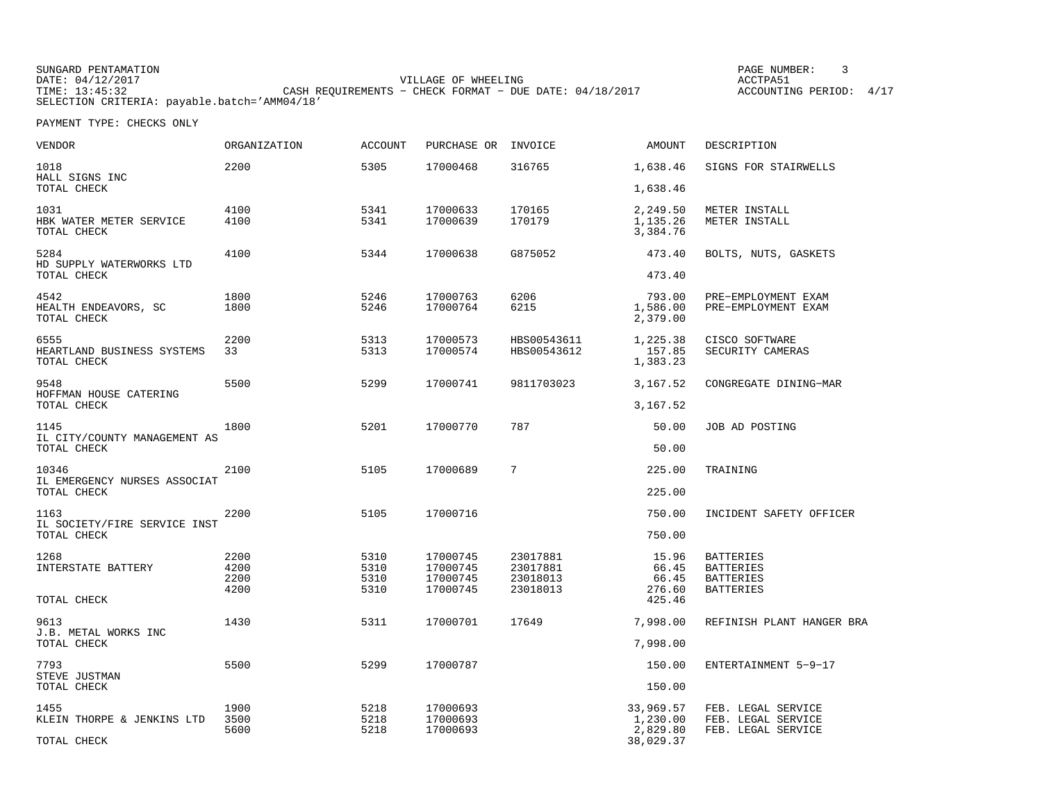SUNGARD PENTAMATION
DATE: 04/12/2017
TIME: 13:45:32
SELECTION CRITERIA: payable.batch='AMM04/18'

VILLAGE OF WHEELING
CASH REQUIREMENTS - CHECK FORMAT - DUE DATE: 04/18/2017

ACCTPA51
ACCOUNTING PERIOD: 4/17

PAYMENT TYPE: CHECKS ONLY

| VENDOR | ORGANIZATION | ACCOUNT | PURCHASE OR | INVOICE | AMOUNT | DESCRIPTION |
|---|---|---|---|---|---|---|
| 1018 | 2200 | 5305 | 17000468 | 316765 | 1,638.46 | SIGNS FOR STAIRWELLS |
| HALL SIGNS INC | | | | | | |
| TOTAL CHECK | | | | | 1,638.46 | |
| 1031 | 4100 | 5341 | 17000633 | 170165 | 2,249.50 | METER INSTALL |
| HBK WATER METER SERVICE | 4100 | 5341 | 17000639 | 170179 | 1,135.26 | METER INSTALL |
| TOTAL CHECK | | | | | 3,384.76 | |
| 5284 | 4100 | 5344 | 17000638 | G875052 | 473.40 | BOLTS, NUTS, GASKETS |
| HD SUPPLY WATERWORKS LTD | | | | | | |
| TOTAL CHECK | | | | | 473.40 | |
| 4542 | 1800 | 5246 | 17000763 | 6206 | 793.00 | PRE-EMPLOYMENT EXAM |
| HEALTH ENDEAVORS, SC | 1800 | 5246 | 17000764 | 6215 | 1,586.00 | PRE-EMPLOYMENT EXAM |
| TOTAL CHECK | | | | | 2,379.00 | |
| 6555 | 2200 | 5313 | 17000573 | HBS00543611 | 1,225.38 | CISCO SOFTWARE |
| HEARTLAND BUSINESS SYSTEMS | 33 | 5313 | 17000574 | HBS00543612 | 157.85 | SECURITY CAMERAS |
| TOTAL CHECK | | | | | 1,383.23 | |
| 9548 | 5500 | 5299 | 17000741 | 9811703023 | 3,167.52 | CONGREGATE DINING-MAR |
| HOFFMAN HOUSE CATERING | | | | | | |
| TOTAL CHECK | | | | | 3,167.52 | |
| 1145 | 1800 | 5201 | 17000770 | 787 | 50.00 | JOB AD POSTING |
| IL CITY/COUNTY MANAGEMENT AS | | | | | | |
| TOTAL CHECK | | | | | 50.00 | |
| 10346 | 2100 | 5105 | 17000689 | 7 | 225.00 | TRAINING |
| IL EMERGENCY NURSES ASSOCIAT | | | | | | |
| TOTAL CHECK | | | | | 225.00 | |
| 1163 | 2200 | 5105 | 17000716 | | 750.00 | INCIDENT SAFETY OFFICER |
| IL SOCIETY/FIRE SERVICE INST | | | | | | |
| TOTAL CHECK | | | | | 750.00 | |
| 1268 | 2200 | 5310 | 17000745 | 23017881 | 15.96 | BATTERIES |
| INTERSTATE BATTERY | 4200 | 5310 | 17000745 | 23017881 | 66.45 | BATTERIES |
| | 2200 | 5310 | 17000745 | 23018013 | 66.45 | BATTERIES |
| | 4200 | 5310 | 17000745 | 23018013 | 276.60 | BATTERIES |
| TOTAL CHECK | | | | | 425.46 | |
| 9613 | 1430 | 5311 | 17000701 | 17649 | 7,998.00 | REFINISH PLANT HANGER BRA |
| J.B. METAL WORKS INC | | | | | | |
| TOTAL CHECK | | | | | 7,998.00 | |
| 7793 | 5500 | 5299 | 17000787 | | 150.00 | ENTERTAINMENT 5-9-17 |
| STEVE JUSTMAN | | | | | | |
| TOTAL CHECK | | | | | 150.00 | |
| 1455 | 1900 | 5218 | 17000693 | | 33,969.57 | FEB. LEGAL SERVICE |
| KLEIN THORPE & JENKINS LTD | 3500 | 5218 | 17000693 | | 1,230.00 | FEB. LEGAL SERVICE |
| | 5600 | 5218 | 17000693 | | 2,829.80 | FEB. LEGAL SERVICE |
| TOTAL CHECK | | | | | 38,029.37 | |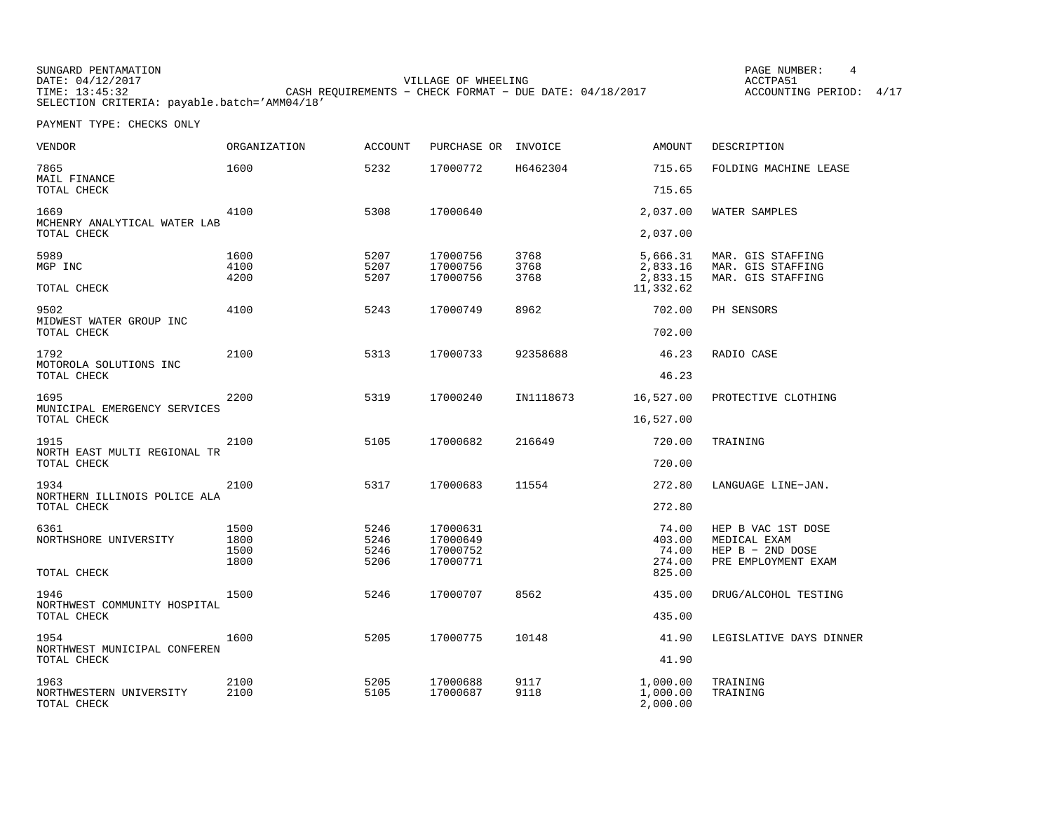SUNGARD PENTAMATION
DATE: 04/12/2017
TIME: 13:45:32
SELECTION CRITERIA: payable.batch='AMM04/18'

VILLAGE OF WHEELING
CASH REQUIREMENTS - CHECK FORMAT - DUE DATE: 04/18/2017

ACCTPA51
ACCOUNTING PERIOD: 4/17

PAYMENT TYPE: CHECKS ONLY

| VENDOR | ORGANIZATION | ACCOUNT | PURCHASE OR | INVOICE | AMOUNT | DESCRIPTION |
|---|---|---|---|---|---|---|
| 7865 | 1600 | 5232 | 17000772 | H6462304 | 715.65 | FOLDING MACHINE LEASE |
| MAIL FINANCE | | | | | | |
| TOTAL CHECK | | | | | 715.65 | |
| 1669 | 4100 | 5308 | 17000640 | | 2,037.00 | WATER SAMPLES |
| MCHENRY ANALYTICAL WATER LAB | | | | | | |
| TOTAL CHECK | | | | | 2,037.00 | |
| 5989 | 1600 | 5207 | 17000756 | 3768 | 5,666.31 | MAR. GIS STAFFING |
| MGP INC | 4100 | 5207 | 17000756 | 3768 | 2,833.16 | MAR. GIS STAFFING |
| | 4200 | 5207 | 17000756 | 3768 | 2,833.15 | MAR. GIS STAFFING |
| TOTAL CHECK | | | | | 11,332.62 | |
| 9502 | 4100 | 5243 | 17000749 | 8962 | 702.00 | PH SENSORS |
| MIDWEST WATER GROUP INC | | | | | | |
| TOTAL CHECK | | | | | 702.00 | |
| 1792 | 2100 | 5313 | 17000733 | 92358688 | 46.23 | RADIO CASE |
| MOTOROLA SOLUTIONS INC | | | | | | |
| TOTAL CHECK | | | | | 46.23 | |
| 1695 | 2200 | 5319 | 17000240 | IN1118673 | 16,527.00 | PROTECTIVE CLOTHING |
| MUNICIPAL EMERGENCY SERVICES | | | | | | |
| TOTAL CHECK | | | | | 16,527.00 | |
| 1915 | 2100 | 5105 | 17000682 | 216649 | 720.00 | TRAINING |
| NORTH EAST MULTI REGIONAL TR | | | | | | |
| TOTAL CHECK | | | | | 720.00 | |
| 1934 | 2100 | 5317 | 17000683 | 11554 | 272.80 | LANGUAGE LINE-JAN. |
| NORTHERN ILLINOIS POLICE ALA | | | | | | |
| TOTAL CHECK | | | | | 272.80 | |
| 6361 | 1500 | 5246 | 17000631 | | 74.00 | HEP B VAC 1ST DOSE |
| NORTHSHORE UNIVERSITY | 1800 | 5246 | 17000649 | | 403.00 | MEDICAL EXAM |
| | 1500 | 5246 | 17000752 | | 74.00 | HEP B - 2ND DOSE |
| | 1800 | 5206 | 17000771 | | 274.00 | PRE EMPLOYMENT EXAM |
| TOTAL CHECK | | | | | 825.00 | |
| 1946 | 1500 | 5246 | 17000707 | 8562 | 435.00 | DRUG/ALCOHOL TESTING |
| NORTHWEST COMMUNITY HOSPITAL | | | | | | |
| TOTAL CHECK | | | | | 435.00 | |
| 1954 | 1600 | 5205 | 17000775 | 10148 | 41.90 | LEGISLATIVE DAYS DINNER |
| NORTHWEST MUNICIPAL CONFEREN | | | | | | |
| TOTAL CHECK | | | | | 41.90 | |
| 1963 | 2100 | 5205 | 17000688 | 9117 | 1,000.00 | TRAINING |
| NORTHWESTERN UNIVERSITY | 2100 | 5105 | 17000687 | 9118 | 1,000.00 | TRAINING |
| TOTAL CHECK | | | | | 2,000.00 | |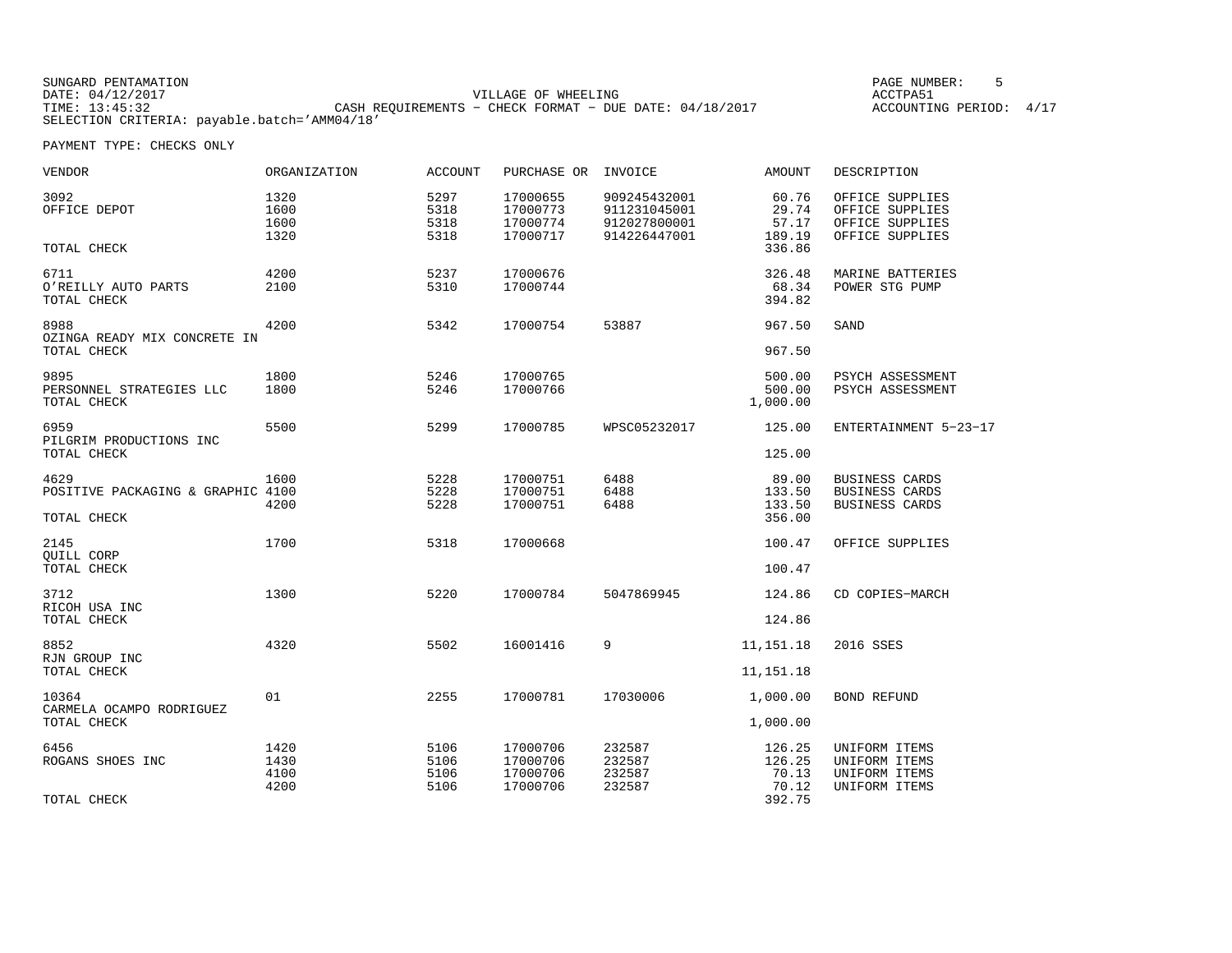SUNGARD PENTAMATION
DATE: 04/12/2017
TIME: 13:45:32
SELECTION CRITERIA: payable.batch='AMM04/18'

VILLAGE OF WHEELING
CASH REQUIREMENTS - CHECK FORMAT - DUE DATE: 04/18/2017

PAGE NUMBER: 5
ACCTPA51
ACCOUNTING PERIOD: 4/17

PAYMENT TYPE: CHECKS ONLY

| VENDOR | ORGANIZATION | ACCOUNT | PURCHASE OR | INVOICE | AMOUNT | DESCRIPTION |
|---|---|---|---|---|---|---|
| 3092 | 1320 | 5297 | 17000655 | 909245432001 | 60.76 | OFFICE SUPPLIES |
| OFFICE DEPOT | 1600 | 5318 | 17000773 | 911231045001 | 29.74 | OFFICE SUPPLIES |
| | 1600 | 5318 | 17000774 | 912027800001 | 57.17 | OFFICE SUPPLIES |
| | 1320 | 5318 | 17000717 | 914226447001 | 189.19 | OFFICE SUPPLIES |
| TOTAL CHECK | | | | | 336.86 | |
| 6711 | 4200 | 5237 | 17000676 | | 326.48 | MARINE BATTERIES |
| O'REILLY AUTO PARTS | 2100 | 5310 | 17000744 | | 68.34 | POWER STG PUMP |
| TOTAL CHECK | | | | | 394.82 | |
| 8988 | 4200 | 5342 | 17000754 | 53887 | 967.50 | SAND |
| OZINGA READY MIX CONCRETE IN | | | | | | |
| TOTAL CHECK | | | | | 967.50 | |
| 9895 | 1800 | 5246 | 17000765 | | 500.00 | PSYCH ASSESSMENT |
| PERSONNEL STRATEGIES LLC | 1800 | 5246 | 17000766 | | 500.00 | PSYCH ASSESSMENT |
| TOTAL CHECK | | | | | 1,000.00 | |
| 6959 | 5500 | 5299 | 17000785 | WPSC05232017 | 125.00 | ENTERTAINMENT 5-23-17 |
| PILGRIM PRODUCTIONS INC | | | | | | |
| TOTAL CHECK | | | | | 125.00 | |
| 4629 | 1600 | 5228 | 17000751 | 6488 | 89.00 | BUSINESS CARDS |
| POSITIVE PACKAGING & GRAPHIC | 4100 | 5228 | 17000751 | 6488 | 133.50 | BUSINESS CARDS |
| | 4200 | 5228 | 17000751 | 6488 | 133.50 | BUSINESS CARDS |
| TOTAL CHECK | | | | | 356.00 | |
| 2145 | 1700 | 5318 | 17000668 | | 100.47 | OFFICE SUPPLIES |
| QUILL CORP | | | | | | |
| TOTAL CHECK | | | | | 100.47 | |
| 3712 | 1300 | 5220 | 17000784 | 5047869945 | 124.86 | CD COPIES-MARCH |
| RICOH USA INC | | | | | | |
| TOTAL CHECK | | | | | 124.86 | |
| 8852 | 4320 | 5502 | 16001416 | 9 | 11,151.18 | 2016 SSES |
| RJN GROUP INC | | | | | | |
| TOTAL CHECK | | | | | 11,151.18 | |
| 10364 | 01 | 2255 | 17000781 | 17030006 | 1,000.00 | BOND REFUND |
| CARMELA OCAMPO RODRIGUEZ | | | | | | |
| TOTAL CHECK | | | | | 1,000.00 | |
| 6456 | 1420 | 5106 | 17000706 | 232587 | 126.25 | UNIFORM ITEMS |
| ROGANS SHOES INC | 1430 | 5106 | 17000706 | 232587 | 126.25 | UNIFORM ITEMS |
| | 4100 | 5106 | 17000706 | 232587 | 70.13 | UNIFORM ITEMS |
| | 4200 | 5106 | 17000706 | 232587 | 70.12 | UNIFORM ITEMS |
| TOTAL CHECK | | | | | 392.75 | |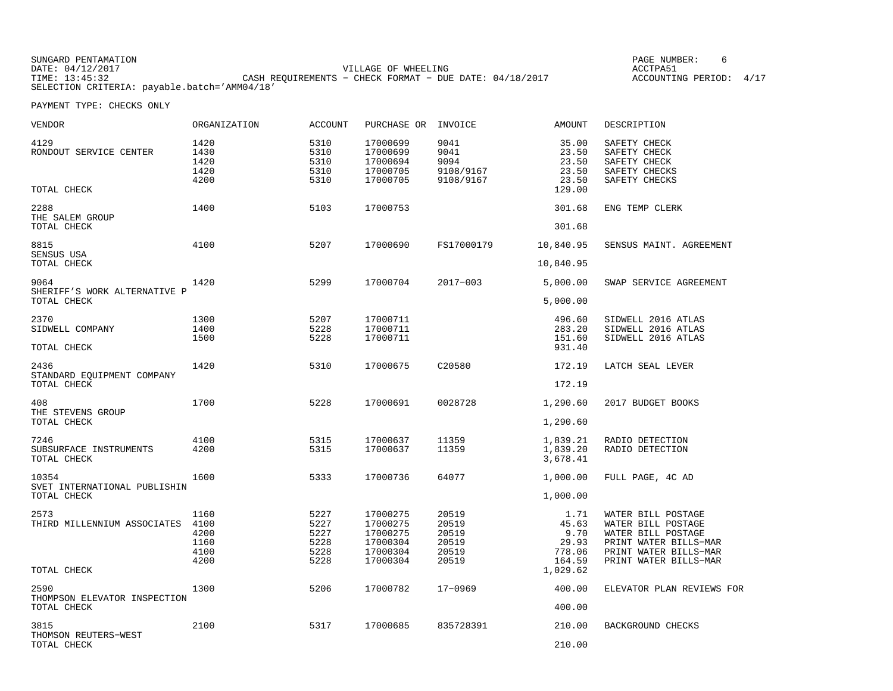SUNGARD PENTAMATION
DATE: 04/12/2017
TIME: 13:45:32
SELECTION CRITERIA: payable.batch='AMM04/18'

VILLAGE OF WHEELING
CASH REQUIREMENTS - CHECK FORMAT - DUE DATE: 04/18/2017

PAGE NUMBER: 6
ACCTPA51
ACCOUNTING PERIOD: 4/17

PAYMENT TYPE: CHECKS ONLY

| VENDOR | ORGANIZATION | ACCOUNT | PURCHASE OR | INVOICE | AMOUNT | DESCRIPTION |
|---|---|---|---|---|---|---|
| 4129 | 1420 | 5310 | 17000699 | 9041 | 35.00 | SAFETY CHECK |
| RONDOUT SERVICE CENTER | 1430 | 5310 | 17000699 | 9041 | 23.50 | SAFETY CHECK |
| | 1420 | 5310 | 17000694 | 9094 | 23.50 | SAFETY CHECK |
| | 1420 | 5310 | 17000705 | 9108/9167 | 23.50 | SAFETY CHECKS |
| | 4200 | 5310 | 17000705 | 9108/9167 | 23.50 | SAFETY CHECKS |
| TOTAL CHECK | | | | | 129.00 | |
| 2288 | 1400 | 5103 | 17000753 | | 301.68 | ENG TEMP CLERK |
| THE SALEM GROUP | | | | | | |
| TOTAL CHECK | | | | | 301.68 | |
| 8815 | 4100 | 5207 | 17000690 | FS17000179 | 10,840.95 | SENSUS MAINT. AGREEMENT |
| SENSUS USA | | | | | | |
| TOTAL CHECK | | | | | 10,840.95 | |
| 9064 | 1420 | 5299 | 17000704 | 2017-003 | 5,000.00 | SWAP SERVICE AGREEMENT |
| SHERIFF'S WORK ALTERNATIVE P | | | | | | |
| TOTAL CHECK | | | | | 5,000.00 | |
| 2370 | 1300 | 5207 | 17000711 | | 496.60 | SIDWELL 2016 ATLAS |
| SIDWELL COMPANY | 1400 | 5228 | 17000711 | | 283.20 | SIDWELL 2016 ATLAS |
| | 1500 | 5228 | 17000711 | | 151.60 | SIDWELL 2016 ATLAS |
| TOTAL CHECK | | | | | 931.40 | |
| 2436 | 1420 | 5310 | 17000675 | C20580 | 172.19 | LATCH SEAL LEVER |
| STANDARD EQUIPMENT COMPANY | | | | | | |
| TOTAL CHECK | | | | | 172.19 | |
| 408 | 1700 | 5228 | 17000691 | 0028728 | 1,290.60 | 2017 BUDGET BOOKS |
| THE STEVENS GROUP | | | | | | |
| TOTAL CHECK | | | | | 1,290.60 | |
| 7246 | 4100 | 5315 | 17000637 | 11359 | 1,839.21 | RADIO DETECTION |
| SUBSURFACE INSTRUMENTS | 4200 | 5315 | 17000637 | 11359 | 1,839.20 | RADIO DETECTION |
| TOTAL CHECK | | | | | 3,678.41 | |
| 10354 | 1600 | 5333 | 17000736 | 64077 | 1,000.00 | FULL PAGE, 4C AD |
| SVET INTERNATIONAL PUBLISHIN | | | | | | |
| TOTAL CHECK | | | | | 1,000.00 | |
| 2573 | 1160 | 5227 | 17000275 | 20519 | 1.71 | WATER BILL POSTAGE |
| THIRD MILLENNIUM ASSOCIATES | 4100 | 5227 | 17000275 | 20519 | 45.63 | WATER BILL POSTAGE |
| | 4200 | 5227 | 17000275 | 20519 | 9.70 | WATER BILL POSTAGE |
| | 1160 | 5228 | 17000304 | 20519 | 29.93 | PRINT WATER BILLS-MAR |
| | 4100 | 5228 | 17000304 | 20519 | 778.06 | PRINT WATER BILLS-MAR |
| | 4200 | 5228 | 17000304 | 20519 | 164.59 | PRINT WATER BILLS-MAR |
| TOTAL CHECK | | | | | 1,029.62 | |
| 2590 | 1300 | 5206 | 17000782 | 17-0969 | 400.00 | ELEVATOR PLAN REVIEWS FOR |
| THOMPSON ELEVATOR INSPECTION | | | | | | |
| TOTAL CHECK | | | | | 400.00 | |
| 3815 | 2100 | 5317 | 17000685 | 835728391 | 210.00 | BACKGROUND CHECKS |
| THOMSON REUTERS-WEST | | | | | | |
| TOTAL CHECK | | | | | 210.00 | |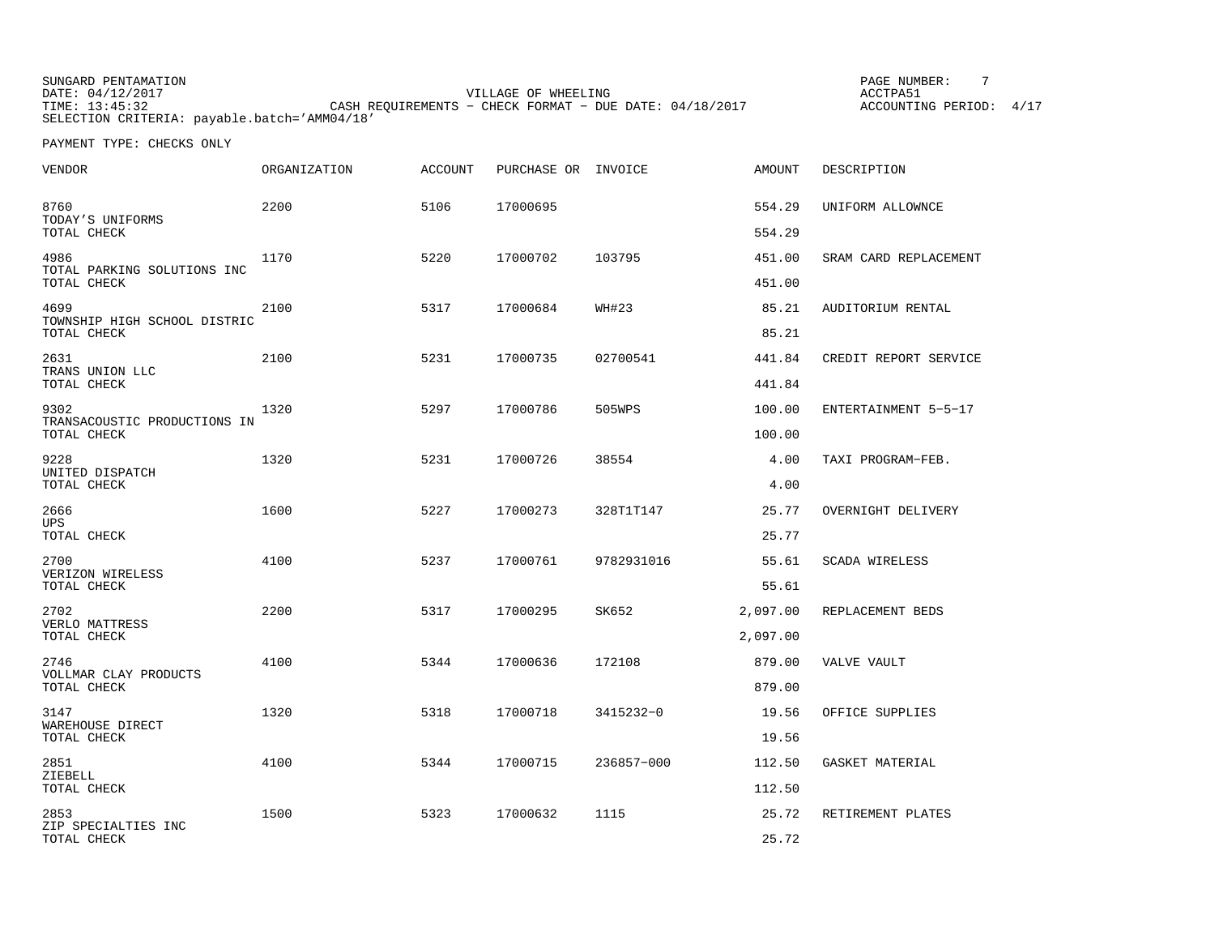SUNGARD PENTAMATION
DATE: 04/12/2017
TIME: 13:45:32
SELECTION CRITERIA: payable.batch='AMM04/18'

VILLAGE OF WHEELING
CASH REQUIREMENTS - CHECK FORMAT - DUE DATE: 04/18/2017

ACCTPA51
ACCOUNTING PERIOD: 4/17

PAYMENT TYPE: CHECKS ONLY

| VENDOR | ORGANIZATION | ACCOUNT | PURCHASE OR | INVOICE | AMOUNT | DESCRIPTION |
|---|---|---|---|---|---|---|
| 8760 TODAY'S UNIFORMS | 2200 | 5106 | 17000695 | | 554.29 | UNIFORM ALLOWNCE |
| TOTAL CHECK | | | | | 554.29 | |
| 4986 TOTAL PARKING SOLUTIONS INC | 1170 | 5220 | 17000702 | 103795 | 451.00 | SRAM CARD REPLACEMENT |
| TOTAL CHECK | | | | | 451.00 | |
| 4699 TOWNSHIP HIGH SCHOOL DISTRIC | 2100 | 5317 | 17000684 | WH#23 | 85.21 | AUDITORIUM RENTAL |
| TOTAL CHECK | | | | | 85.21 | |
| 2631 TRANS UNION LLC | 2100 | 5231 | 17000735 | 02700541 | 441.84 | CREDIT REPORT SERVICE |
| TOTAL CHECK | | | | | 441.84 | |
| 9302 TRANSACOUSTIC PRODUCTIONS IN | 1320 | 5297 | 17000786 | 505WPS | 100.00 | ENTERTAINMENT 5-5-17 |
| TOTAL CHECK | | | | | 100.00 | |
| 9228 UNITED DISPATCH | 1320 | 5231 | 17000726 | 38554 | 4.00 | TAXI PROGRAM-FEB. |
| TOTAL CHECK | | | | | 4.00 | |
| 2666 UPS | 1600 | 5227 | 17000273 | 328T1T147 | 25.77 | OVERNIGHT DELIVERY |
| TOTAL CHECK | | | | | 25.77 | |
| 2700 VERIZON WIRELESS | 4100 | 5237 | 17000761 | 9782931016 | 55.61 | SCADA WIRELESS |
| TOTAL CHECK | | | | | 55.61 | |
| 2702 VERLO MATTRESS | 2200 | 5317 | 17000295 | SK652 | 2,097.00 | REPLACEMENT BEDS |
| TOTAL CHECK | | | | | 2,097.00 | |
| 2746 VOLLMAR CLAY PRODUCTS | 4100 | 5344 | 17000636 | 172108 | 879.00 | VALVE VAULT |
| TOTAL CHECK | | | | | 879.00 | |
| 3147 WAREHOUSE DIRECT | 1320 | 5318 | 17000718 | 3415232-0 | 19.56 | OFFICE SUPPLIES |
| TOTAL CHECK | | | | | 19.56 | |
| 2851 ZIEBELL | 4100 | 5344 | 17000715 | 236857-000 | 112.50 | GASKET MATERIAL |
| TOTAL CHECK | | | | | 112.50 | |
| 2853 ZIP SPECIALTIES INC | 1500 | 5323 | 17000632 | 1115 | 25.72 | RETIREMENT PLATES |
| TOTAL CHECK | | | | | 25.72 | |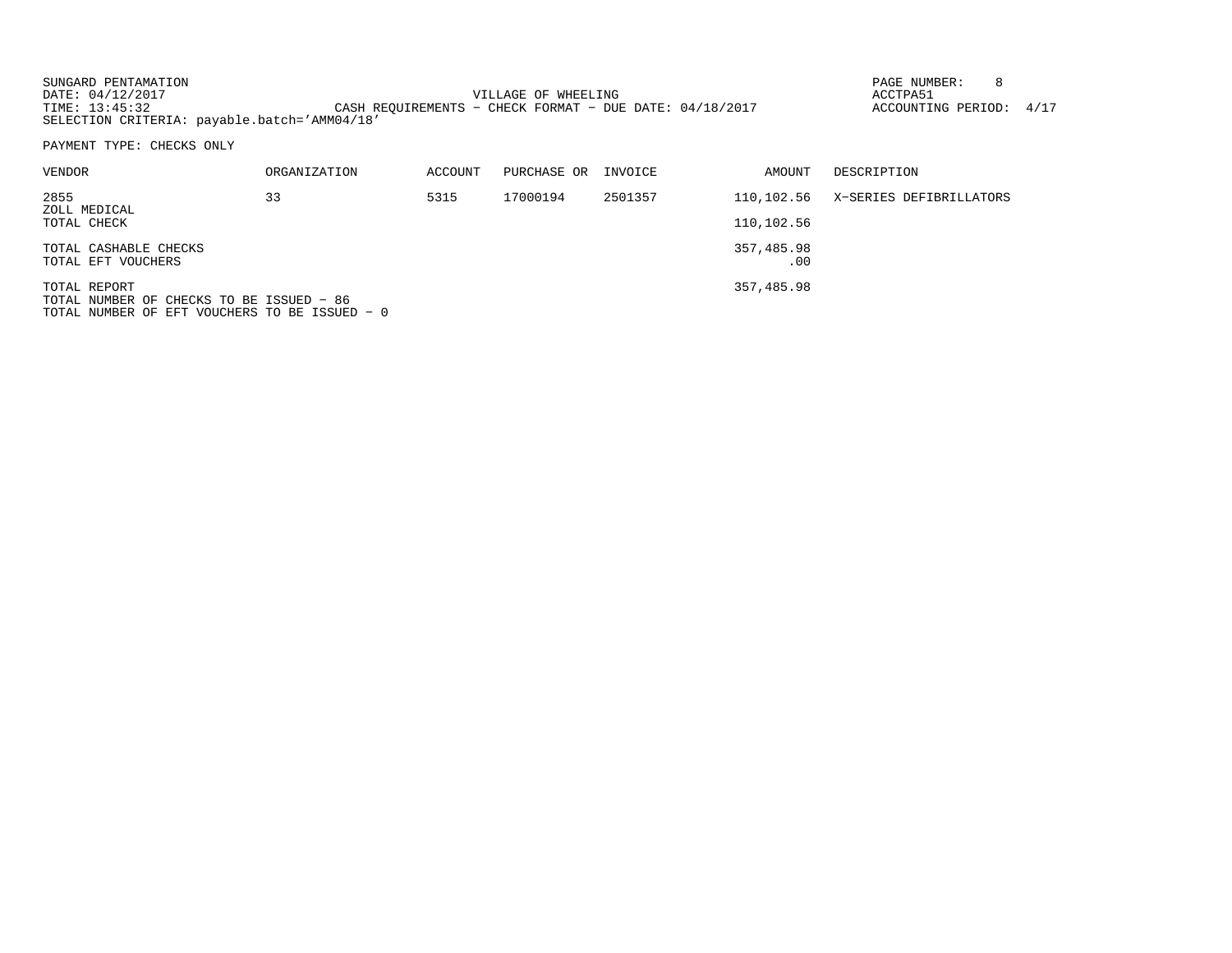SUNGARD PENTAMATION
DATE: 04/12/2017
TIME: 13:45:32
SELECTION CRITERIA: payable.batch='AMM04/18'

VILLAGE OF WHEELING
CASH REQUIREMENTS - CHECK FORMAT - DUE DATE: 04/18/2017

PAGE NUMBER: 8
ACCTPA51
ACCOUNTING PERIOD: 4/17

PAYMENT TYPE: CHECKS ONLY

| VENDOR | ORGANIZATION | ACCOUNT | PURCHASE OR | INVOICE | AMOUNT | DESCRIPTION |
|---|---|---|---|---|---|---|
| 2855<br>ZOLL MEDICAL | 33 | 5315 | 17000194 | 2501357 | 110,102.56 | X-SERIES DEFIBRILLATORS |
| TOTAL CHECK | | | | | 110,102.56 | |
| TOTAL CASHABLE CHECKS | | | | | 357,485.98 | |
| TOTAL EFT VOUCHERS | | | | | .00 | |
| TOTAL REPORT | | | | | 357,485.98 | |

TOTAL NUMBER OF CHECKS TO BE ISSUED - 86
TOTAL NUMBER OF EFT VOUCHERS TO BE ISSUED - 0